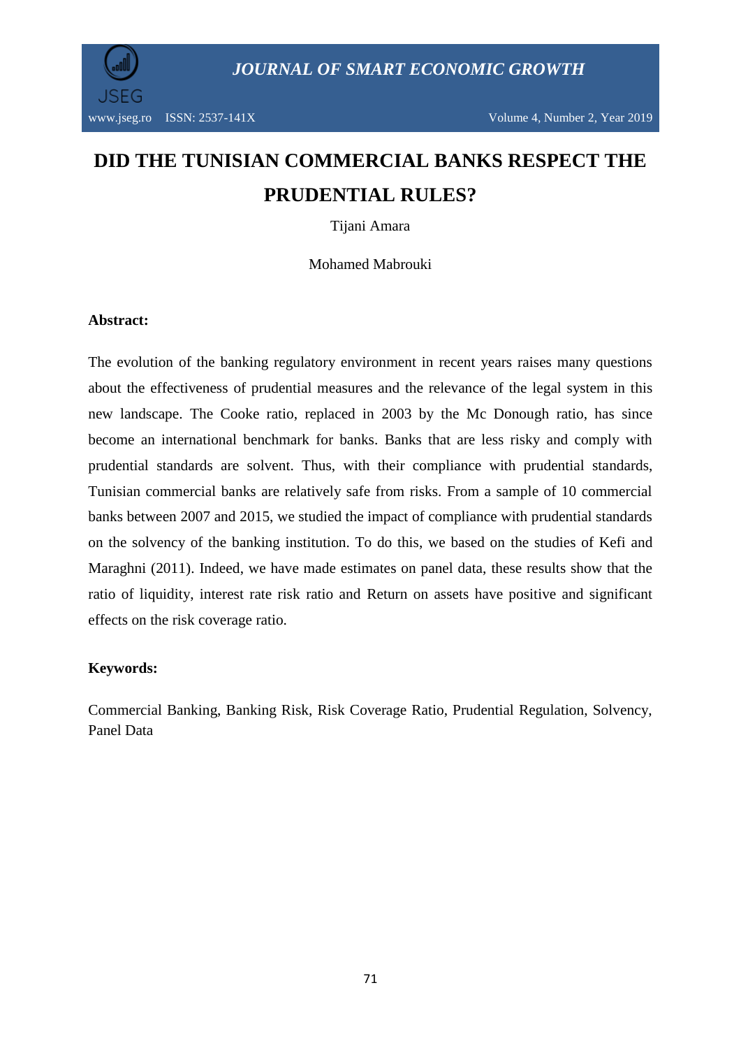# DID THE TUNISIAN COMMERCIAL BANKS RESPECT THE PRUDENTIAL RULES?

Tijani Amara

Mohamed Mabrouki

**Abstract:**

The evolution of the banking regulatory environment in recent years raises many questions about the effectiveness of prudential measures and the relevance of the legal system in this new landscape. The Cooke ratio, replaced in 2003 by the Mc Donough ratio, has since become an international benchmark for banks. Banks that are less risky and comply with prudential standards are solvent. Thus, with their compliance with prudential standards, Tunisian commercial banks are relatively safe from risks. From a sample of 10 commercial banks between 2007 and 2015, we studied the impact of compliance with prudential standards on the solvency of the banking institution. To do this, we based on the studies of Kefi and Maraghni (2011). Indeed, we have made estimates on panel data, these results show that the ratio of liquidity, interest rate risk ratio and Return on assets have positive and significant effects on the risk coverage ratio.

**Keywords:**

Commercial Banking, Banking Risk, Risk Coverage Ratio, Prudential Regulation, Solvency, Panel Data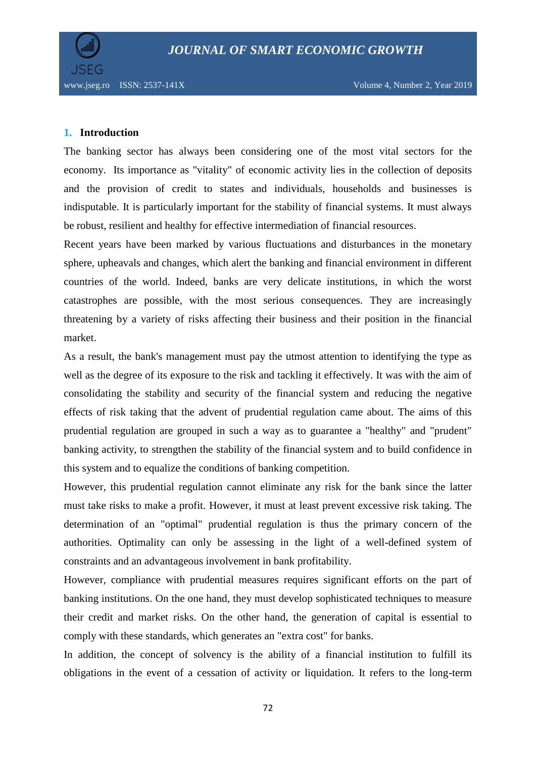## 1. Introduction

The banking sector has always been considering one of the most vital sectors for the economy. Its importance as "vitality" of economic activity lies in the collection of deposits and the provision of credit to states and individuals, households and businesses is indisputable. It is particularly important for the stability of financial systems. It must always be robust, resilient and healthy for effective intermediation of financial resources.

Recent years have been marked by various fluctuations and disturbances in the monetary sphere, upheavals and changes, which alert the banking and financial environment in different countries of the world. Indeed, banks are very delicate institutions, in which the worst catastrophes are possible, with the most serious consequences. They are increasingly threatening by a variety of risks affecting their business and their position in the financial market.

As a result, the bank's management must pay the utmost attention to identifying the type as well as the degree of its exposure to the risk and tackling it effectively. It was with the aim of consolidating the stability and security of the financial system and reducing the negative effects of risk taking that the advent of prudential regulation came about. The aims of this prudential regulation are grouped in such a way as to guarantee a "healthy" and "prudent" banking activity, to strengthen the stability of the financial system and to build confidence in this system and to equalize the conditions of banking competition.

However, this prudential regulation cannot eliminate any risk for the bank since the latter must take risks to make a profit. However, it must at least prevent excessive risk taking. The determination of an "optimal" prudential regulation is thus the primary concern of the authorities. Optimality can only be assessing in the light of a well-defined system of constraints and an advantageous involvement in bank profitability.

However, compliance with prudential measures requires significant efforts on the part of banking institutions. On the one hand, they must develop sophisticated techniques to measure their credit and market risks. On the other hand, the generation of capital is essential to comply with these standards, which generates an "extra cost" for banks.

In addition, the concept of solvency is the ability of a financial institution to fulfill its obligations in the event of a cessation of activity or liquidation. It refers to the long-term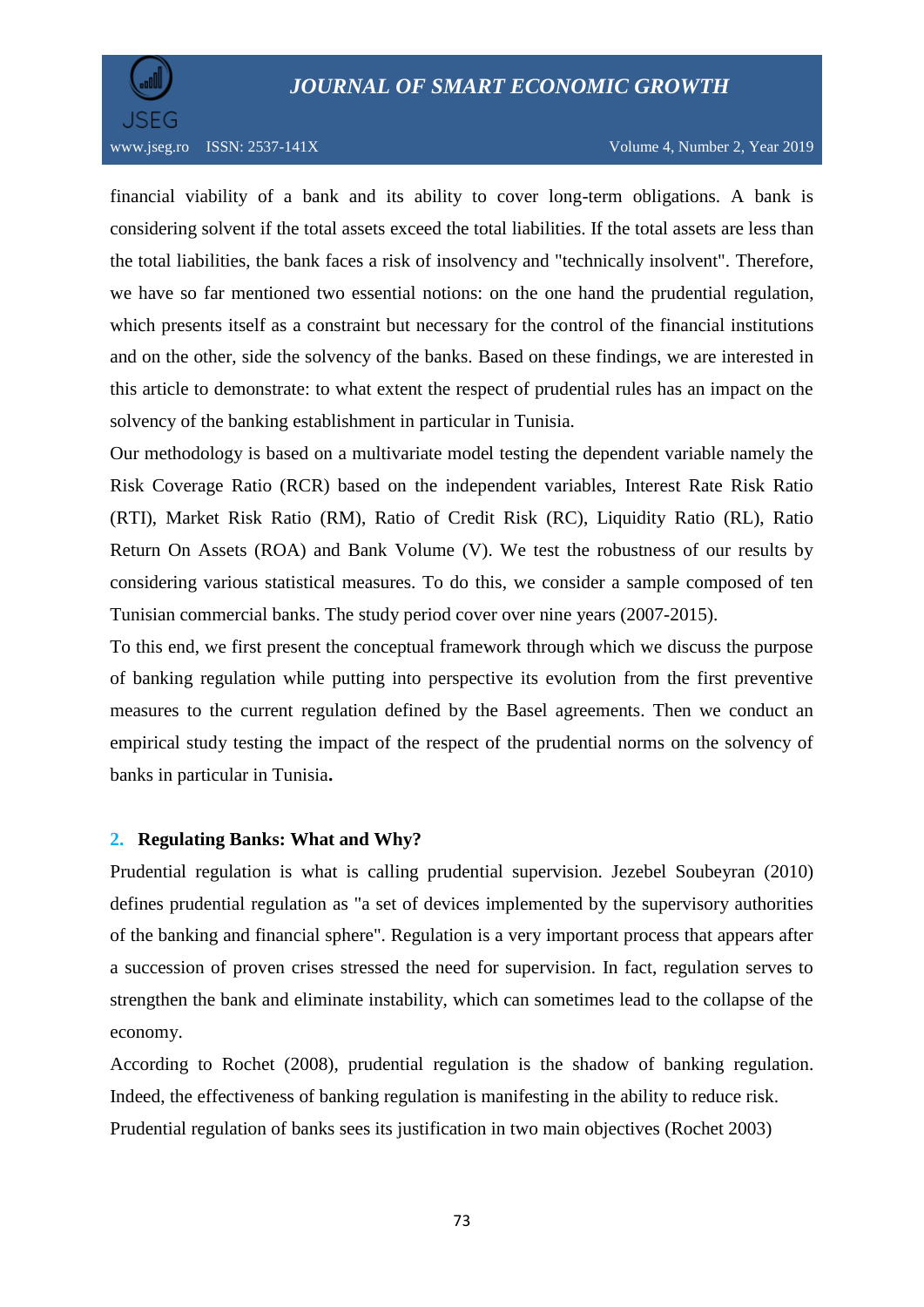financial viability of a bank and its ability to cover long-term obligations. A bank is considering solvent if the total assets exceed the total liabilities. If the total assets are less than the total liabilities, the bank faces a risk of insolvency and "technically insolvent". Therefore, we have so far mentioned two essential notions: on the one hand the prudential regulation, which presents itself as a constraint but necessary for the control of the financial institutions and on the other, side the solvency of the banks. Based on these findings, we are interested in this article to demonstrate: to what extent the respect of prudential rules has an impact on the solvency of the banking establishment in particular in Tunisia.

Our methodology is based on a multivariate model testing the dependent variable namely the Risk Coverage Ratio (RCR) based on the independent variables, Interest Rate Risk Ratio (RTI), Market Risk Ratio (RM), Ratio of Credit Risk (RC), Liquidity Ratio (RL), Ratio Return On Assets (ROA) and Bank Volume (V). We test the robustness of our results by considering various statistical measures. To do this, we consider a sample composed of ten Tunisian commercial banks. The study period cover over nine years (2007-2015).

To this end, we first present the conceptual framework through which we discuss the purpose of banking regulation while putting into perspective its evolution from the first preventive measures to the current regulation defined by the Basel agreements. Then we conduct an empirical study testing the impact of the respect of the prudential norms on the solvency of banks in particular in Tunisia**.**

## 2. Regulating Banks: What and Why?

Prudential regulation is what is calling prudential supervision. Jezebel Soubeyran (2010) defines prudential regulation as "a set of devices implemented by the supervisory authorities of the banking and financial sphere". Regulation is a very important process that appears after a succession of proven crises stressed the need for supervision. In fact, regulation serves to strengthen the bank and eliminate instability, which can sometimes lead to the collapse of the economy.

According to Rochet (2008), prudential regulation is the shadow of banking regulation. Indeed, the effectiveness of banking regulation is manifesting in the ability to reduce risk.

Prudential regulation of banks sees its justification in two main objectives (Rochet 2003)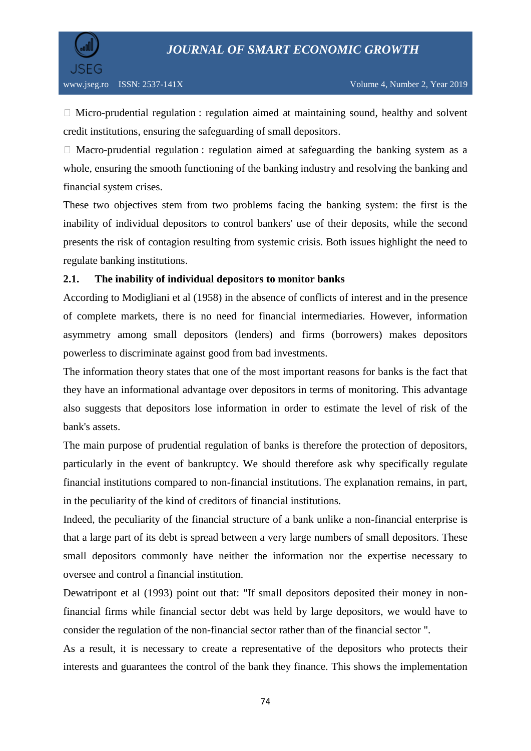- Micro-prudential regulation : regulation aimed at maintaining sound, healthy and solvent credit institutions, ensuring the safeguarding of small depositors.
- Macro-prudential regulation : regulation aimed at safeguarding the banking system as a whole, ensuring the smooth functioning of the banking industry and resolving the banking and financial system crises.

These two objectives stem from two problems facing the banking system: the first is the inability of individual depositors to control bankers' use of their deposits, while the second presents the risk of contagion resulting from systemic crisis. Both issues highlight the need to regulate banking institutions.

### 2.1. The inability of individual depositors to monitor banks

According to Modigliani et al (1958) in the absence of conflicts of interest and in the presence of complete markets, there is no need for financial intermediaries. However, information asymmetry among small depositors (lenders) and firms (borrowers) makes depositors powerless to discriminate against good from bad investments.

The information theory states that one of the most important reasons for banks is the fact that they have an informational advantage over depositors in terms of monitoring. This advantage also suggests that depositors lose information in order to estimate the level of risk of the bank's assets.

The main purpose of prudential regulation of banks is therefore the protection of depositors, particularly in the event of bankruptcy. We should therefore ask why specifically regulate financial institutions compared to non-financial institutions. The explanation remains, in part, in the peculiarity of the kind of creditors of financial institutions.

Indeed, the peculiarity of the financial structure of a bank unlike a non-financial enterprise is that a large part of its debt is spread between a very large numbers of small depositors. These small depositors commonly have neither the information nor the expertise necessary to oversee and control a financial institution.

Dewatripont et al (1993) point out that: "If small depositors deposited their money in non-financial firms while financial sector debt was held by large depositors, we would have to consider the regulation of the non-financial sector rather than of the financial sector ".

As a result, it is necessary to create a representative of the depositors who protects their interests and guarantees the control of the bank they finance. This shows the implementation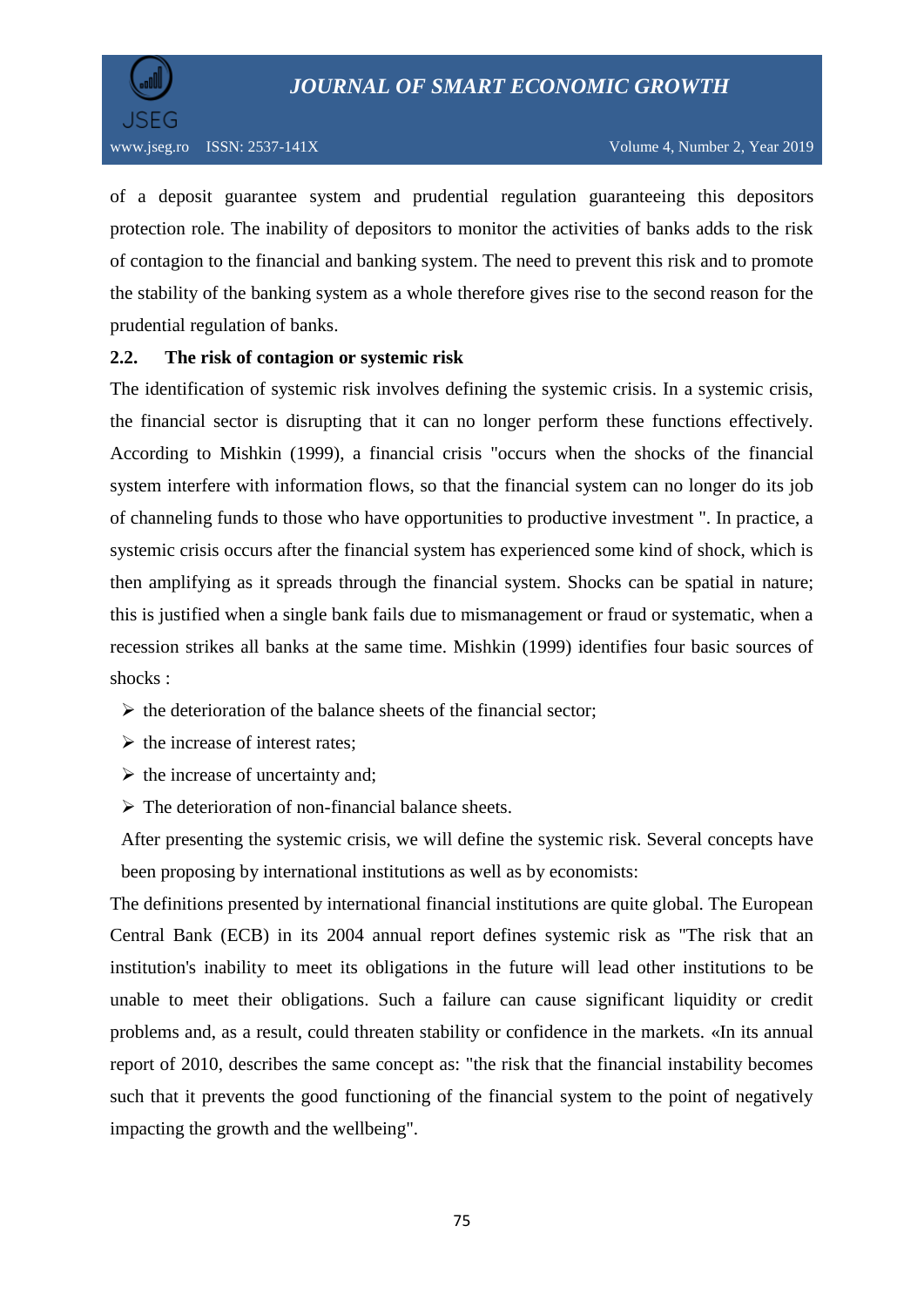of a deposit guarantee system and prudential regulation guaranteeing this depositors protection role. The inability of depositors to monitor the activities of banks adds to the risk of contagion to the financial and banking system. The need to prevent this risk and to promote the stability of the banking system as a whole therefore gives rise to the second reason for the prudential regulation of banks.

### 2.2. The risk of contagion or systemic risk

The identification of systemic risk involves defining the systemic crisis. In a systemic crisis, the financial sector is disrupting that it can no longer perform these functions effectively. According to Mishkin (1999), a financial crisis "occurs when the shocks of the financial system interfere with information flows, so that the financial system can no longer do its job of channeling funds to those who have opportunities to productive investment ". In practice, a systemic crisis occurs after the financial system has experienced some kind of shock, which is then amplifying as it spreads through the financial system. Shocks can be spatial in nature; this is justified when a single bank fails due to mismanagement or fraud or systematic, when a recession strikes all banks at the same time. Mishkin (1999) identifies four basic sources of shocks :

- the deterioration of the balance sheets of the financial sector;
- the increase of interest rates;
- the increase of uncertainty and;
- The deterioration of non-financial balance sheets.

After presenting the systemic crisis, we will define the systemic risk. Several concepts have been proposing by international institutions as well as by economists:

The definitions presented by international financial institutions are quite global. The European Central Bank (ECB) in its 2004 annual report defines systemic risk as "The risk that an institution's inability to meet its obligations in the future will lead other institutions to be unable to meet their obligations. Such a failure can cause significant liquidity or credit problems and, as a result, could threaten stability or confidence in the markets. «In its annual report of 2010, describes the same concept as: "the risk that the financial instability becomes such that it prevents the good functioning of the financial system to the point of negatively impacting the growth and the wellbeing".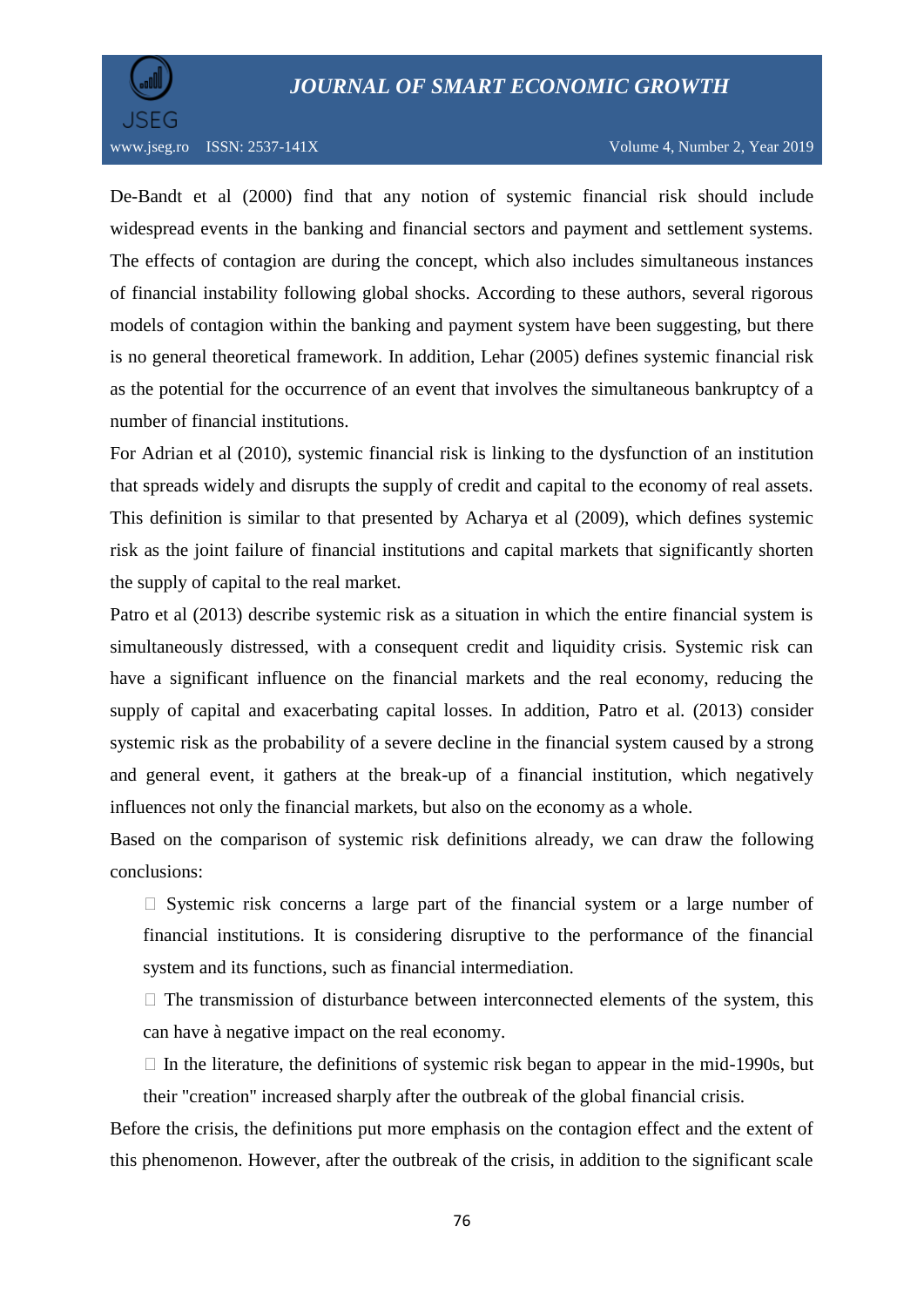De-Bandt et al (2000) find that any notion of systemic financial risk should include widespread events in the banking and financial sectors and payment and settlement systems. The effects of contagion are during the concept, which also includes simultaneous instances of financial instability following global shocks. According to these authors, several rigorous models of contagion within the banking and payment system have been suggesting, but there is no general theoretical framework. In addition, Lehar (2005) defines systemic financial risk as the potential for the occurrence of an event that involves the simultaneous bankruptcy of a number of financial institutions.

For Adrian et al (2010), systemic financial risk is linking to the dysfunction of an institution that spreads widely and disrupts the supply of credit and capital to the economy of real assets. This definition is similar to that presented by Acharya et al (2009), which defines systemic risk as the joint failure of financial institutions and capital markets that significantly shorten the supply of capital to the real market.

Patro et al (2013) describe systemic risk as a situation in which the entire financial system is simultaneously distressed, with a consequent credit and liquidity crisis. Systemic risk can have a significant influence on the financial markets and the real economy, reducing the supply of capital and exacerbating capital losses. In addition, Patro et al. (2013) consider systemic risk as the probability of a severe decline in the financial system caused by a strong and general event, it gathers at the break-up of a financial institution, which negatively influences not only the financial markets, but also on the economy as a whole.

Based on the comparison of systemic risk definitions already, we can draw the following conclusions:

- Systemic risk concerns a large part of the financial system or a large number of financial institutions. It is considering disruptive to the performance of the financial system and its functions, such as financial intermediation.
- The transmission of disturbance between interconnected elements of the system, this can have à negative impact on the real economy.
- In the literature, the definitions of systemic risk began to appear in the mid-1990s, but their "creation" increased sharply after the outbreak of the global financial crisis.

Before the crisis, the definitions put more emphasis on the contagion effect and the extent of this phenomenon. However, after the outbreak of the crisis, in addition to the significant scale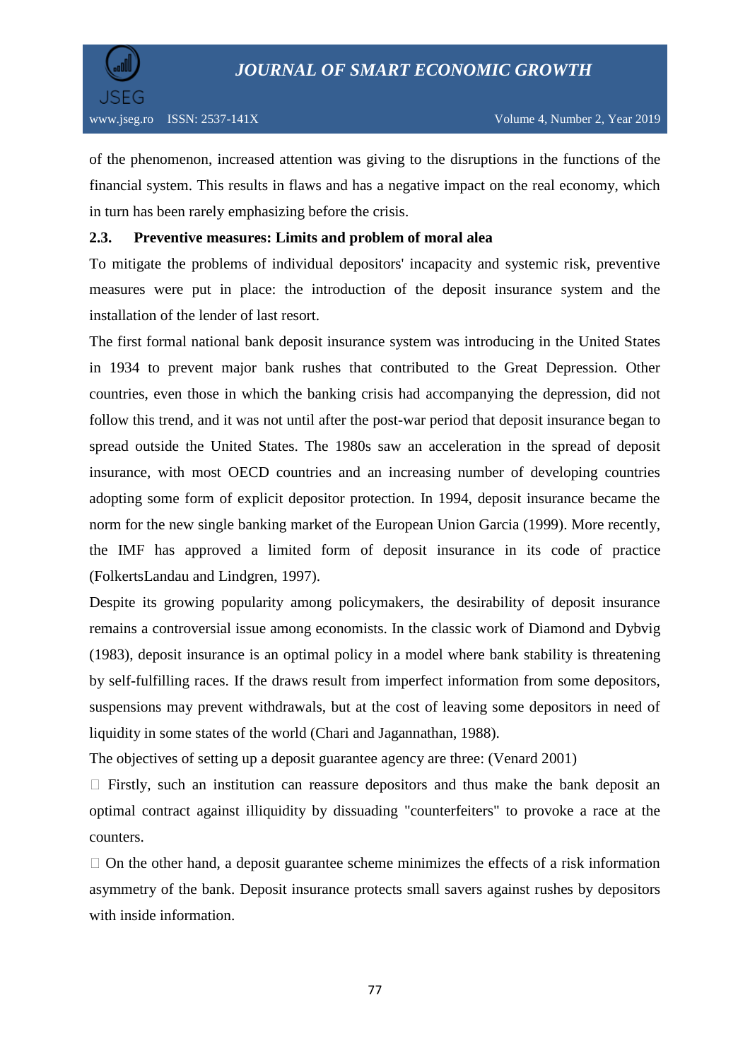of the phenomenon, increased attention was giving to the disruptions in the functions of the financial system. This results in flaws and has a negative impact on the real economy, which in turn has been rarely emphasizing before the crisis.

### 2.3. Preventive measures: Limits and problem of moral alea

To mitigate the problems of individual depositors' incapacity and systemic risk, preventive measures were put in place: the introduction of the deposit insurance system and the installation of the lender of last resort.

The first formal national bank deposit insurance system was introducing in the United States in 1934 to prevent major bank rushes that contributed to the Great Depression. Other countries, even those in which the banking crisis had accompanying the depression, did not follow this trend, and it was not until after the post-war period that deposit insurance began to spread outside the United States. The 1980s saw an acceleration in the spread of deposit insurance, with most OECD countries and an increasing number of developing countries adopting some form of explicit depositor protection. In 1994, deposit insurance became the norm for the new single banking market of the European Union Garcia (1999). More recently, the IMF has approved a limited form of deposit insurance in its code of practice (FolkertsLandau and Lindgren, 1997).

Despite its growing popularity among policymakers, the desirability of deposit insurance remains a controversial issue among economists. In the classic work of Diamond and Dybvig (1983), deposit insurance is an optimal policy in a model where bank stability is threatening by self-fulfilling races. If the draws result from imperfect information from some depositors, suspensions may prevent withdrawals, but at the cost of leaving some depositors in need of liquidity in some states of the world (Chari and Jagannathan, 1988).

The objectives of setting up a deposit guarantee agency are three: (Venard 2001)

- Firstly, such an institution can reassure depositors and thus make the bank deposit an optimal contract against illiquidity by dissuading "counterfeiters" to provoke a race at the counters.
- On the other hand, a deposit guarantee scheme minimizes the effects of a risk information asymmetry of the bank. Deposit insurance protects small savers against rushes by depositors with inside information.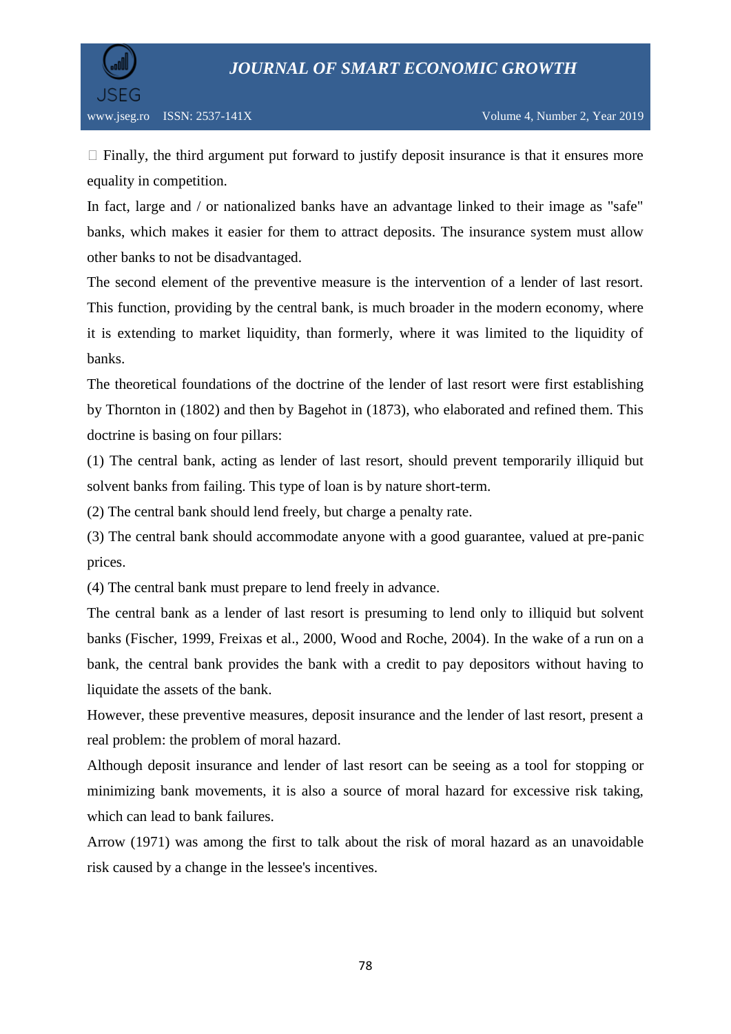- Finally, the third argument put forward to justify deposit insurance is that it ensures more equality in competition.

In fact, large and / or nationalized banks have an advantage linked to their image as "safe" banks, which makes it easier for them to attract deposits. The insurance system must allow other banks to not be disadvantaged.

The second element of the preventive measure is the intervention of a lender of last resort. This function, providing by the central bank, is much broader in the modern economy, where it is extending to market liquidity, than formerly, where it was limited to the liquidity of banks.

The theoretical foundations of the doctrine of the lender of last resort were first establishing by Thornton in (1802) and then by Bagehot in (1873), who elaborated and refined them. This doctrine is basing on four pillars:

(1) The central bank, acting as lender of last resort, should prevent temporarily illiquid but solvent banks from failing. This type of loan is by nature short-term.

(2) The central bank should lend freely, but charge a penalty rate.

(3) The central bank should accommodate anyone with a good guarantee, valued at pre-panic prices.

(4) The central bank must prepare to lend freely in advance.

The central bank as a lender of last resort is presuming to lend only to illiquid but solvent banks (Fischer, 1999, Freixas et al., 2000, Wood and Roche, 2004). In the wake of a run on a bank, the central bank provides the bank with a credit to pay depositors without having to liquidate the assets of the bank.

However, these preventive measures, deposit insurance and the lender of last resort, present a real problem: the problem of moral hazard.

Although deposit insurance and lender of last resort can be seeing as a tool for stopping or minimizing bank movements, it is also a source of moral hazard for excessive risk taking, which can lead to bank failures.

Arrow (1971) was among the first to talk about the risk of moral hazard as an unavoidable risk caused by a change in the lessee's incentives.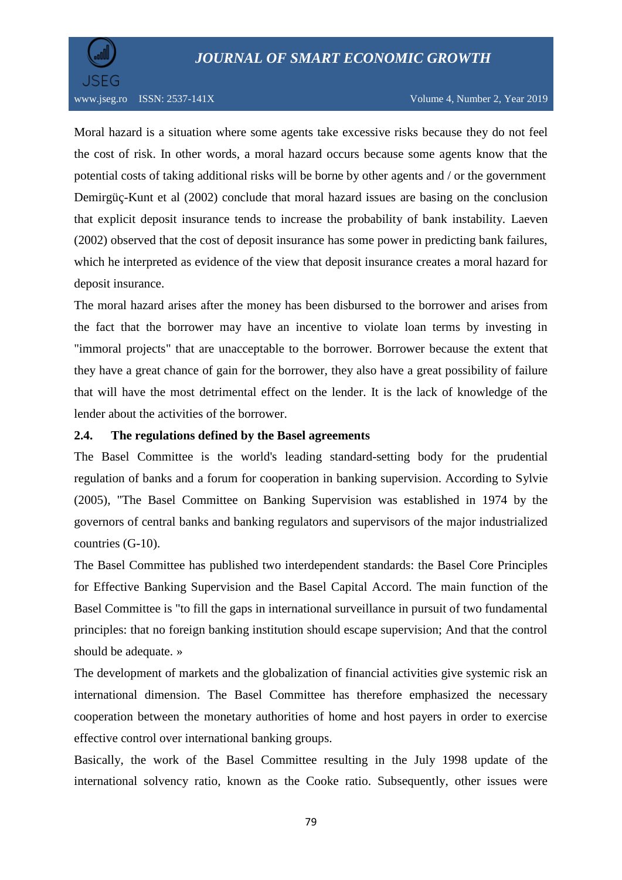Moral hazard is a situation where some agents take excessive risks because they do not feel the cost of risk. In other words, a moral hazard occurs because some agents know that the potential costs of taking additional risks will be borne by other agents and / or the government Demirgüç-Kunt et al (2002) conclude that moral hazard issues are basing on the conclusion that explicit deposit insurance tends to increase the probability of bank instability. Laeven (2002) observed that the cost of deposit insurance has some power in predicting bank failures, which he interpreted as evidence of the view that deposit insurance creates a moral hazard for deposit insurance.

The moral hazard arises after the money has been disbursed to the borrower and arises from the fact that the borrower may have an incentive to violate loan terms by investing in "immoral projects" that are unacceptable to the borrower. Borrower because the extent that they have a great chance of gain for the borrower, they also have a great possibility of failure that will have the most detrimental effect on the lender. It is the lack of knowledge of the lender about the activities of the borrower.

### 2.4. The regulations defined by the Basel agreements

The Basel Committee is the world's leading standard-setting body for the prudential regulation of banks and a forum for cooperation in banking supervision. According to Sylvie (2005), "The Basel Committee on Banking Supervision was established in 1974 by the governors of central banks and banking regulators and supervisors of the major industrialized countries (G-10).

The Basel Committee has published two interdependent standards: the Basel Core Principles for Effective Banking Supervision and the Basel Capital Accord. The main function of the Basel Committee is "to fill the gaps in international surveillance in pursuit of two fundamental principles: that no foreign banking institution should escape supervision; And that the control should be adequate. »

The development of markets and the globalization of financial activities give systemic risk an international dimension. The Basel Committee has therefore emphasized the necessary cooperation between the monetary authorities of home and host payers in order to exercise effective control over international banking groups.

Basically, the work of the Basel Committee resulting in the July 1998 update of the international solvency ratio, known as the Cooke ratio. Subsequently, other issues were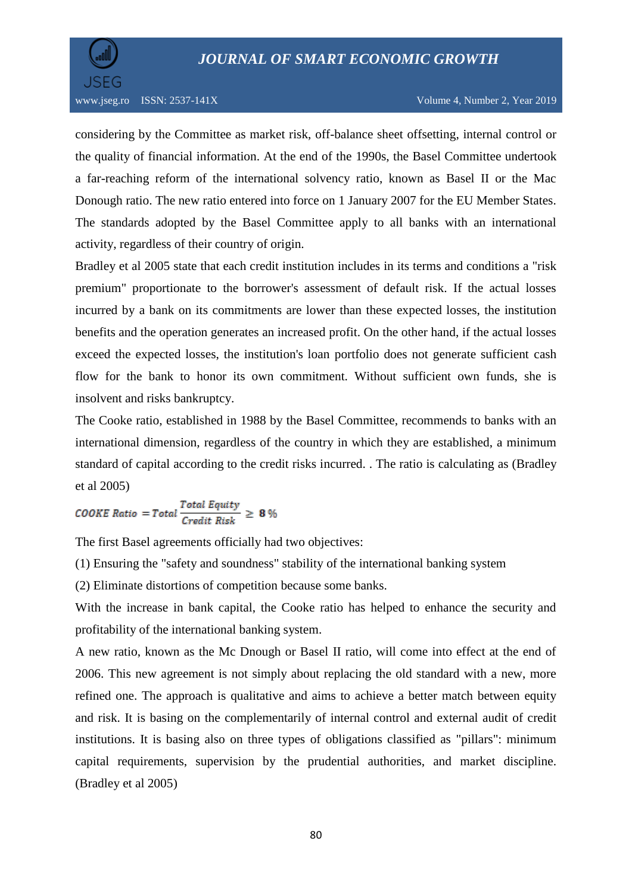considering by the Committee as market risk, off-balance sheet offsetting, internal control or the quality of financial information. At the end of the 1990s, the Basel Committee undertook a far-reaching reform of the international solvency ratio, known as Basel II or the Mac Donough ratio. The new ratio entered into force on 1 January 2007 for the EU Member States. The standards adopted by the Basel Committee apply to all banks with an international activity, regardless of their country of origin.

Bradley et al 2005 state that each credit institution includes in its terms and conditions a "risk premium" proportionate to the borrower's assessment of default risk. If the actual losses incurred by a bank on its commitments are lower than these expected losses, the institution benefits and the operation generates an increased profit. On the other hand, if the actual losses exceed the expected losses, the institution's loan portfolio does not generate sufficient cash flow for the bank to honor its own commitment. Without sufficient own funds, she is insolvent and risks bankruptcy.

The Cooke ratio, established in 1988 by the Basel Committee, recommends to banks with an international dimension, regardless of the country in which they are established, a minimum standard of capital according to the credit risks incurred. . The ratio is calculating as (Bradley et al 2005)

$$COOKE\ Ratio = Total \frac{Total\ Equity}{Credit\ Risk} \geq 8\,\%$$

The first Basel agreements officially had two objectives:

(1) Ensuring the "safety and soundness" stability of the international banking system

(2) Eliminate distortions of competition because some banks.

With the increase in bank capital, the Cooke ratio has helped to enhance the security and profitability of the international banking system.

A new ratio, known as the Mc Dnough or Basel II ratio, will come into effect at the end of 2006. This new agreement is not simply about replacing the old standard with a new, more refined one. The approach is qualitative and aims to achieve a better match between equity and risk. It is basing on the complementarily of internal control and external audit of credit institutions. It is basing also on three types of obligations classified as "pillars": minimum capital requirements, supervision by the prudential authorities, and market discipline. (Bradley et al 2005)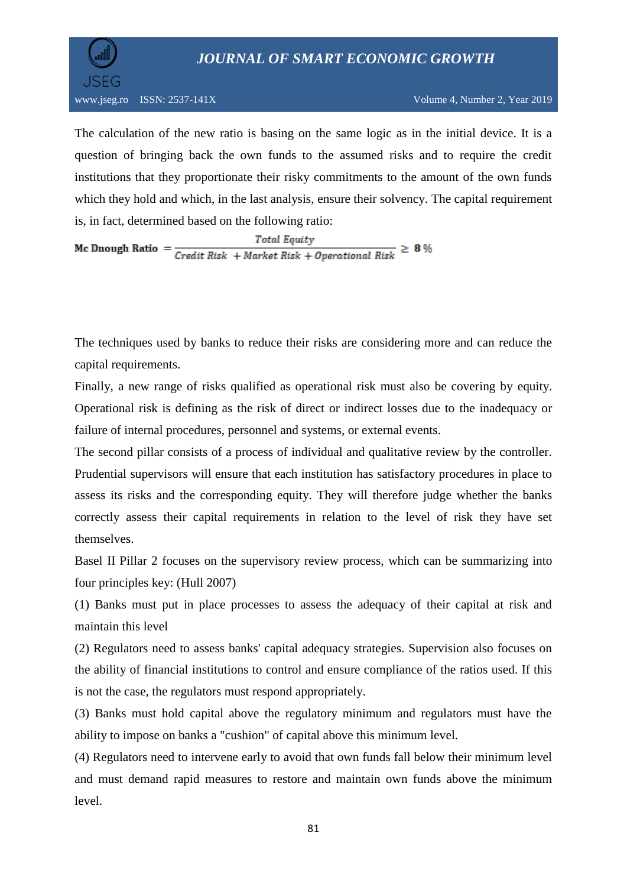The calculation of the new ratio is basing on the same logic as in the initial device. It is a question of bringing back the own funds to the assumed risks and to require the credit institutions that they proportionate their risky commitments to the amount of the own funds which they hold and which, in the last analysis, ensure their solvency. The capital requirement is, in fact, determined based on the following ratio:

$$\textbf{Mc Dnough Ratio} = \frac{\textit{Total Equity}}{\textit{Credit Risk} + \textit{Market Risk} + \textit{Operational Risk}} \geq \mathbf{8\%}$$

The techniques used by banks to reduce their risks are considering more and can reduce the capital requirements.

Finally, a new range of risks qualified as operational risk must also be covering by equity. Operational risk is defining as the risk of direct or indirect losses due to the inadequacy or failure of internal procedures, personnel and systems, or external events.

The second pillar consists of a process of individual and qualitative review by the controller. Prudential supervisors will ensure that each institution has satisfactory procedures in place to assess its risks and the corresponding equity. They will therefore judge whether the banks correctly assess their capital requirements in relation to the level of risk they have set themselves.

Basel II Pillar 2 focuses on the supervisory review process, which can be summarizing into four principles key: (Hull 2007)

(1) Banks must put in place processes to assess the adequacy of their capital at risk and maintain this level

(2) Regulators need to assess banks' capital adequacy strategies. Supervision also focuses on the ability of financial institutions to control and ensure compliance of the ratios used. If this is not the case, the regulators must respond appropriately.

(3) Banks must hold capital above the regulatory minimum and regulators must have the ability to impose on banks a "cushion" of capital above this minimum level.

(4) Regulators need to intervene early to avoid that own funds fall below their minimum level and must demand rapid measures to restore and maintain own funds above the minimum level.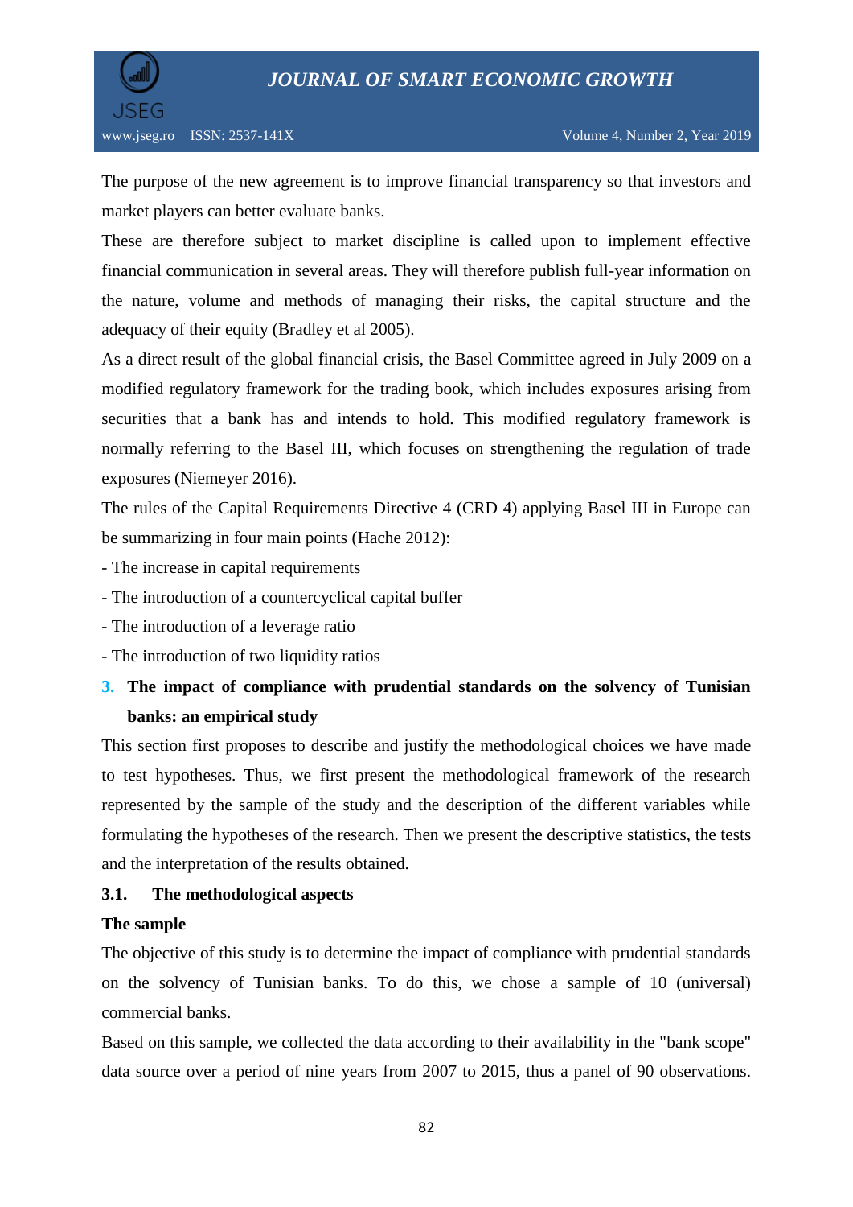The purpose of the new agreement is to improve financial transparency so that investors and market players can better evaluate banks.

These are therefore subject to market discipline is called upon to implement effective financial communication in several areas. They will therefore publish full-year information on the nature, volume and methods of managing their risks, the capital structure and the adequacy of their equity (Bradley et al 2005).

As a direct result of the global financial crisis, the Basel Committee agreed in July 2009 on a modified regulatory framework for the trading book, which includes exposures arising from securities that a bank has and intends to hold. This modified regulatory framework is normally referring to the Basel III, which focuses on strengthening the regulation of trade exposures (Niemeyer 2016).

The rules of the Capital Requirements Directive 4 (CRD 4) applying Basel III in Europe can be summarizing in four main points (Hache 2012):

- The increase in capital requirements
- The introduction of a countercyclical capital buffer
- The introduction of a leverage ratio
- The introduction of two liquidity ratios

## 3. The impact of compliance with prudential standards on the solvency of Tunisian banks: an empirical study

This section first proposes to describe and justify the methodological choices we have made to test hypotheses. Thus, we first present the methodological framework of the research represented by the sample of the study and the description of the different variables while formulating the hypotheses of the research. Then we present the descriptive statistics, the tests and the interpretation of the results obtained.

### 3.1. The methodological aspects

**The sample**

The objective of this study is to determine the impact of compliance with prudential standards on the solvency of Tunisian banks. To do this, we chose a sample of 10 (universal) commercial banks.

Based on this sample, we collected the data according to their availability in the "bank scope" data source over a period of nine years from 2007 to 2015, thus a panel of 90 observations.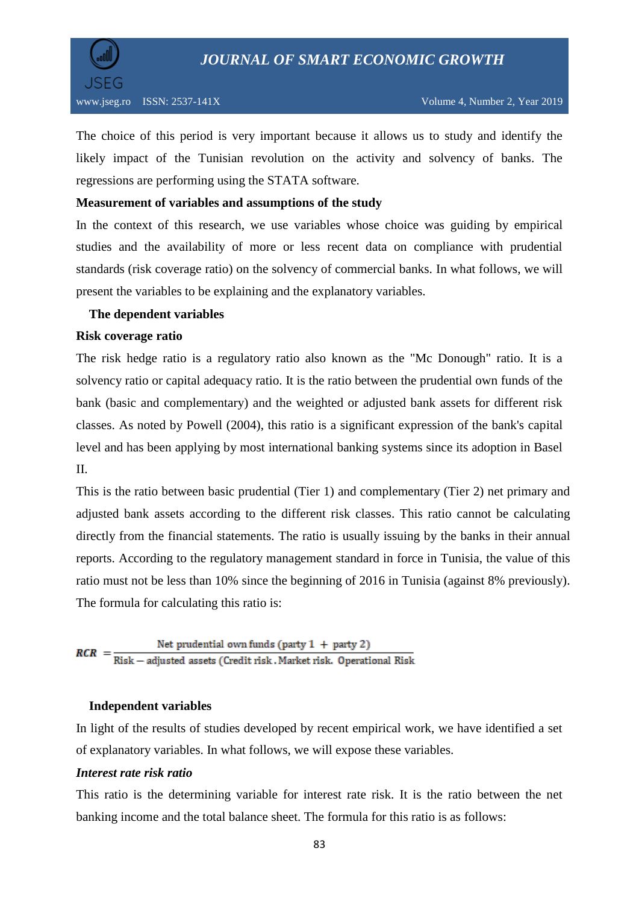The choice of this period is very important because it allows us to study and identify the likely impact of the Tunisian revolution on the activity and solvency of banks. The regressions are performing using the STATA software.

**Measurement of variables and assumptions of the study**

In the context of this research, we use variables whose choice was guiding by empirical studies and the availability of more or less recent data on compliance with prudential standards (risk coverage ratio) on the solvency of commercial banks. In what follows, we will present the variables to be explaining and the explanatory variables.

**The dependent variables**

**Risk coverage ratio**

The risk hedge ratio is a regulatory ratio also known as the "Mc Donough" ratio. It is a solvency ratio or capital adequacy ratio. It is the ratio between the prudential own funds of the bank (basic and complementary) and the weighted or adjusted bank assets for different risk classes. As noted by Powell (2004), this ratio is a significant expression of the bank's capital level and has been applying by most international banking systems since its adoption in Basel II.

This is the ratio between basic prudential (Tier 1) and complementary (Tier 2) net primary and adjusted bank assets according to the different risk classes. This ratio cannot be calculating directly from the financial statements. The ratio is usually issuing by the banks in their annual reports. According to the regulatory management standard in force in Tunisia, the value of this ratio must not be less than 10% since the beginning of 2016 in Tunisia (against 8% previously). The formula for calculating this ratio is:

$$RCR = \frac{\text{Net prudential own funds (party 1 + party 2)}}{\text{Risk} - \text{adjusted assets (Credit risk . Market risk. Operational Risk}}$$

**Independent variables**

In light of the results of studies developed by recent empirical work, we have identified a set of explanatory variables. In what follows, we will expose these variables.

***Interest rate risk ratio***

This ratio is the determining variable for interest rate risk. It is the ratio between the net banking income and the total balance sheet. The formula for this ratio is as follows: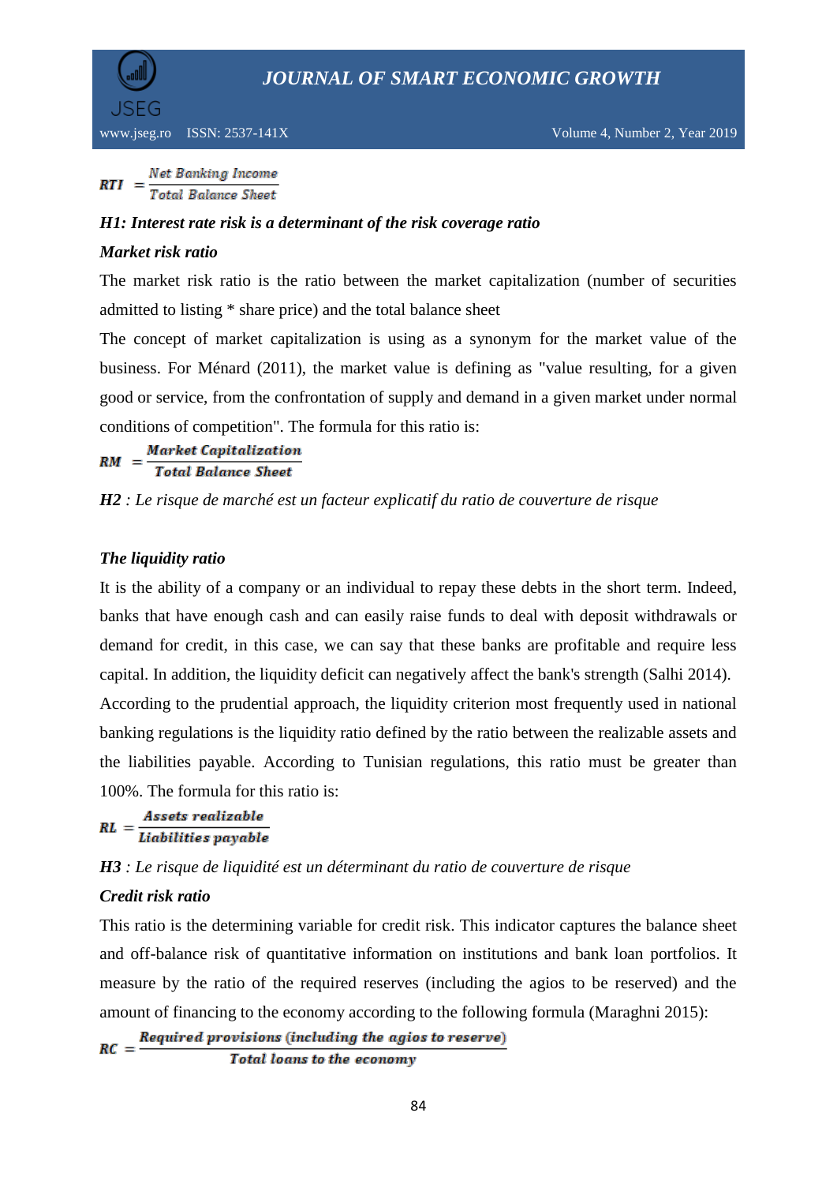$$RTI = \frac{\textit{Net Banking Income}}{\textit{Total Balance Sheet}}$$

***H1: Interest rate risk is a determinant of the risk coverage ratio***

***Market risk ratio***

The market risk ratio is the ratio between the market capitalization (number of securities admitted to listing * share price) and the total balance sheet

The concept of market capitalization is using as a synonym for the market value of the business. For Ménard (2011), the market value is defining as "value resulting, for a given good or service, from the confrontation of supply and demand in a given market under normal conditions of competition". The formula for this ratio is:

$$RM = \frac{\textbf{Market Capitalization}}{\textbf{Total Balance Sheet}}$$

***H2*** *: Le risque de marché est un facteur explicatif du ratio de couverture de risque*

***The liquidity ratio***

It is the ability of a company or an individual to repay these debts in the short term. Indeed, banks that have enough cash and can easily raise funds to deal with deposit withdrawals or demand for credit, in this case, we can say that these banks are profitable and require less capital. In addition, the liquidity deficit can negatively affect the bank's strength (Salhi 2014).

According to the prudential approach, the liquidity criterion most frequently used in national banking regulations is the liquidity ratio defined by the ratio between the realizable assets and the liabilities payable. According to Tunisian regulations, this ratio must be greater than 100%. The formula for this ratio is:

$$RL = \frac{\textbf{Assets realizable}}{\textbf{Liabilities payable}}$$

***H3*** *: Le risque de liquidité est un déterminant du ratio de couverture de risque*

***Credit risk ratio***

This ratio is the determining variable for credit risk. This indicator captures the balance sheet and off-balance risk of quantitative information on institutions and bank loan portfolios. It measure by the ratio of the required reserves (including the agios to be reserved) and the amount of financing to the economy according to the following formula (Maraghni 2015):

$$RC = \frac{\textbf{Required provisions (including the agios to reserve)}}{\textbf{Total loans to the economy}}$$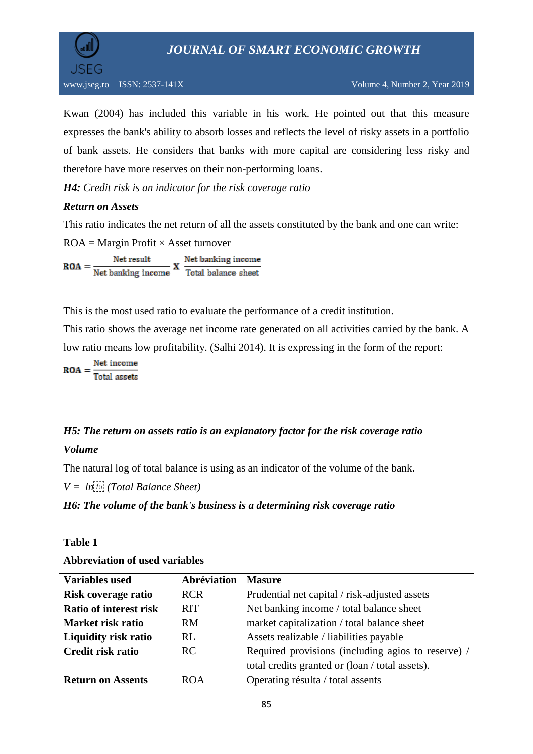Kwan (2004) has included this variable in his work. He pointed out that this measure expresses the bank's ability to absorb losses and reflects the level of risky assets in a portfolio of bank assets. He considers that banks with more capital are considering less risky and therefore have more reserves on their non-performing loans.

***H4:*** *Credit risk is an indicator for the risk coverage ratio*

***Return on Assets***

This ratio indicates the net return of all the assets constituted by the bank and one can write:

ROA = Margin Profit × Asset turnover

$$\textbf{ROA} = \frac{\text{Net result}}{\text{Net banking income}} \textbf{ x } \frac{\text{Net banking income}}{\text{Total balance sheet}}$$

This is the most used ratio to evaluate the performance of a credit institution.

This ratio shows the average net income rate generated on all activities carried by the bank. A low ratio means low profitability. (Salhi 2014). It is expressing in the form of the report:

$$\textbf{ROA} = \frac{\text{Net income}}{\text{Total assets}}$$

***H5: The return on assets ratio is an explanatory factor for the risk coverage ratio***

***Volume***

The natural log of total balance is using as an indicator of the volume of the bank.

*V = ln (Total Balance Sheet)*

***H6: The volume of the bank's business is a determining risk coverage ratio***

**Table 1**

**Abbreviation of used variables**

| Variables used | Abréviation | Masure |
|---|---|---|
| **Risk coverage ratio** | RCR | Prudential net capital / risk-adjusted assets |
| **Ratio of interest risk** | RIT | Net banking income / total balance sheet |
| **Market risk ratio** | RM | market capitalization / total balance sheet |
| **Liquidity risk ratio** | RL | Assets realizable / liabilities payable |
| **Credit risk ratio** | RC | Required provisions (including agios to reserve) / total credits granted or (loan / total assets). |
| **Return on Assents** | ROA | Operating résulta / total assents |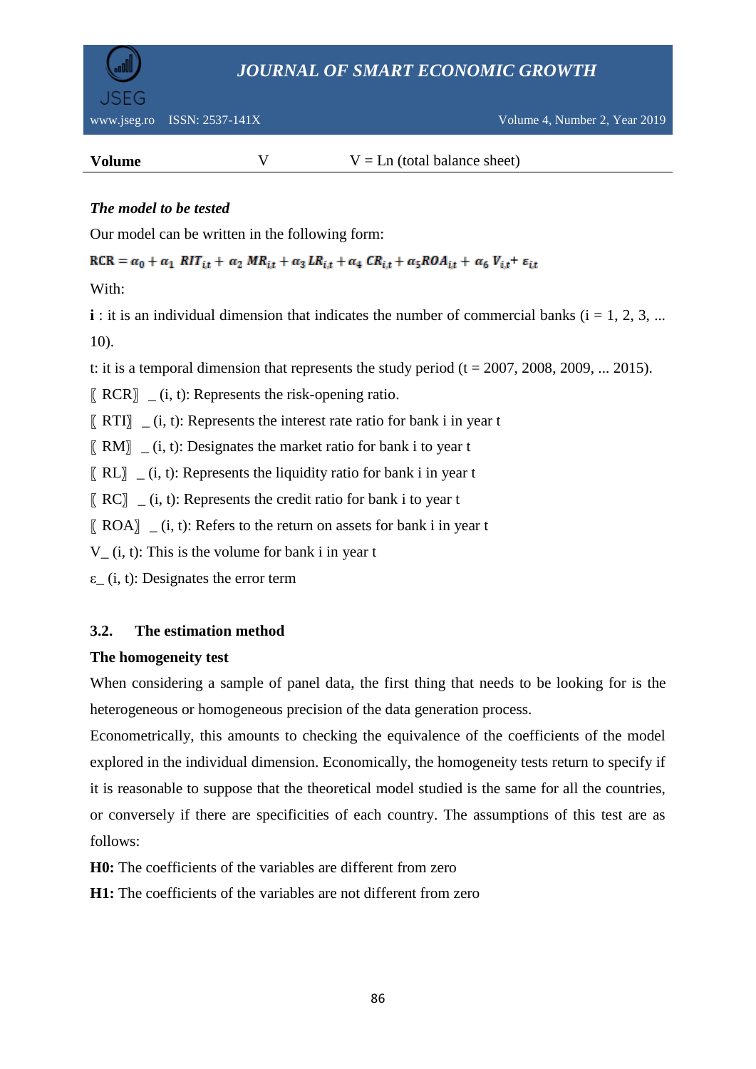| | | |
|---|---|---|
| **Volume** | V | V = Ln (total balance sheet) |

***The model to be tested***

Our model can be written in the following form:

$$RCR = \alpha_0 + \alpha_1\ RIT_{it} + \alpha_2\ MR_{it} + \alpha_3 LR_{it} + \alpha_4\ CR_{it} + \alpha_5 ROA_{it} + \alpha_6\ V_{it} + \varepsilon_{it}$$

With:

**i** : it is an individual dimension that indicates the number of commercial banks (i = 1, 2, 3, ... 10).

t: it is a temporal dimension that represents the study period (t = 2007, 2008, 2009, ... 2015).

〖RCR〗\_(i, t): Represents the risk-opening ratio.

〖RTI〗\_(i, t): Represents the interest rate ratio for bank i in year t

〖RM〗\_(i, t): Designates the market ratio for bank i to year t

〖RL〗\_(i, t): Represents the liquidity ratio for bank i in year t

〖RC〗\_(i, t): Represents the credit ratio for bank i to year t

〖ROA〗\_(i, t): Refers to the return on assets for bank i in year t

V\_(i, t): This is the volume for bank i in year t

ε\_(i, t): Designates the error term

### 3.2. The estimation method

**The homogeneity test**

When considering a sample of panel data, the first thing that needs to be looking for is the heterogeneous or homogeneous precision of the data generation process.

Econometrically, this amounts to checking the equivalence of the coefficients of the model explored in the individual dimension. Economically, the homogeneity tests return to specify if it is reasonable to suppose that the theoretical model studied is the same for all the countries, or conversely if there are specificities of each country. The assumptions of this test are as follows:

**H0:** The coefficients of the variables are different from zero

**H1:** The coefficients of the variables are not different from zero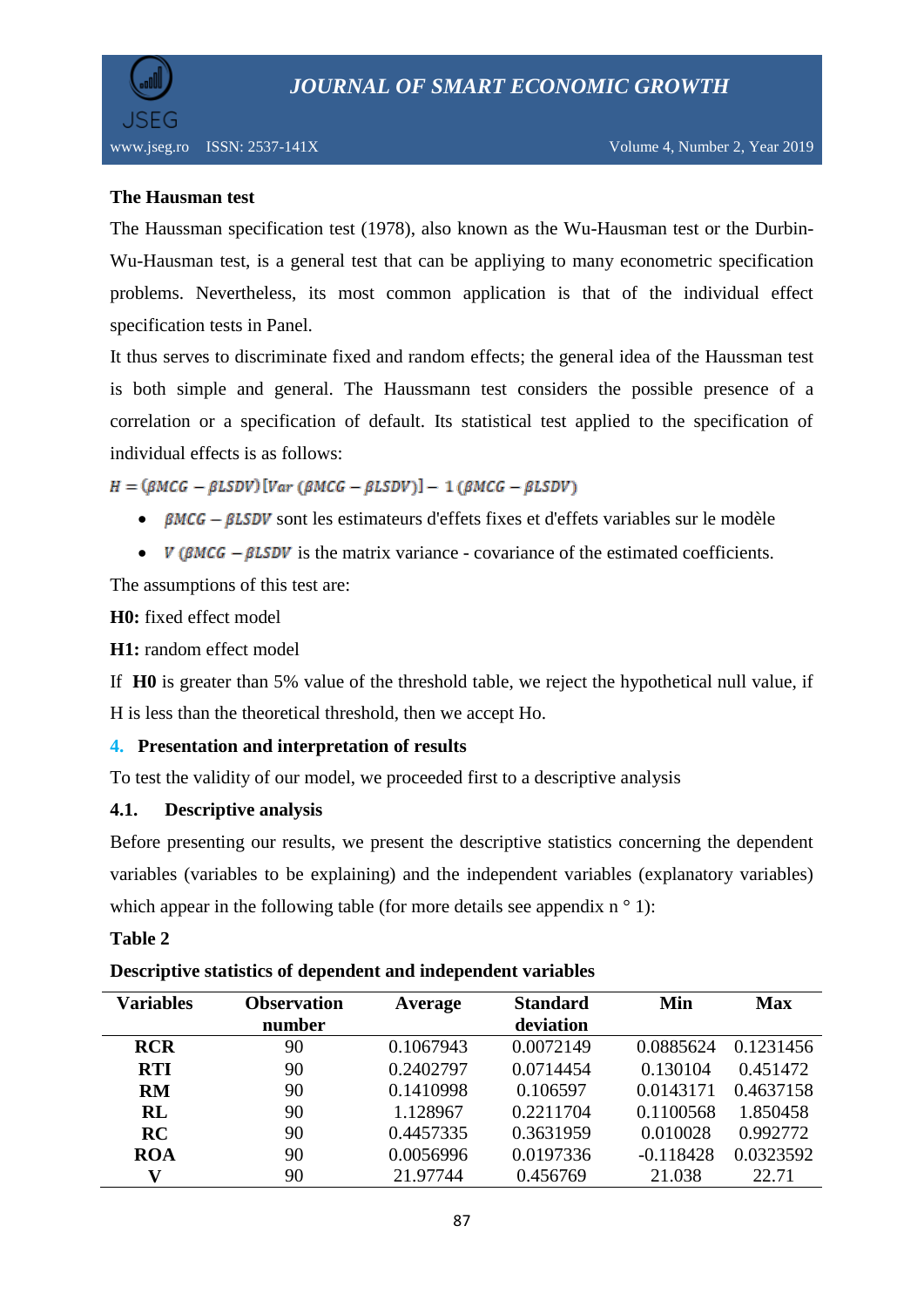**The Hausman test**

The Haussman specification test (1978), also known as the Wu-Hausman test or the Durbin-Wu-Hausman test, is a general test that can be appliying to many econometric specification problems. Nevertheless, its most common application is that of the individual effect specification tests in Panel.

It thus serves to discriminate fixed and random effects; the general idea of the Haussman test is both simple and general. The Haussmann test considers the possible presence of a correlation or a specification of default. Its statistical test applied to the specification of individual effects is as follows:

$H = (\beta MCG - \beta LSDV)[Var\ (\beta MCG - \beta LSDV)] - 1\ (\beta MCG - \beta LSDV)$

- $\beta MCG - \beta LSDV$ sont les estimateurs d'effets fixes et d'effets variables sur le modèle
- $V\ (\beta MCG - \beta LSDV$ is the matrix variance - covariance of the estimated coefficients.

The assumptions of this test are:

**H0:** fixed effect model

**H1:** random effect model

If **H0** is greater than 5% value of the threshold table, we reject the hypothetical null value, if H is less than the theoretical threshold, then we accept Ho.

## 4. Presentation and interpretation of results

To test the validity of our model, we proceeded first to a descriptive analysis

### 4.1. Descriptive analysis

Before presenting our results, we present the descriptive statistics concerning the dependent variables (variables to be explaining) and the independent variables (explanatory variables) which appear in the following table (for more details see appendix n ° 1):

**Table 2**

**Descriptive statistics of dependent and independent variables**

| Variables | Observation number | Average | Standard deviation | Min | Max |
|---|---|---|---|---|---|
| **RCR** | 90 | 0.1067943 | 0.0072149 | 0.0885624 | 0.1231456 |
| **RTI** | 90 | 0.2402797 | 0.0714454 | 0.130104 | 0.451472 |
| **RM** | 90 | 0.1410998 | 0.106597 | 0.0143171 | 0.4637158 |
| **RL** | 90 | 1.128967 | 0.2211704 | 0.1100568 | 1.850458 |
| **RC** | 90 | 0.4457335 | 0.3631959 | 0.010028 | 0.992772 |
| **ROA** | 90 | 0.0056996 | 0.0197336 | -0.118428 | 0.0323592 |
| **V** | 90 | 21.97744 | 0.456769 | 21.038 | 22.71 |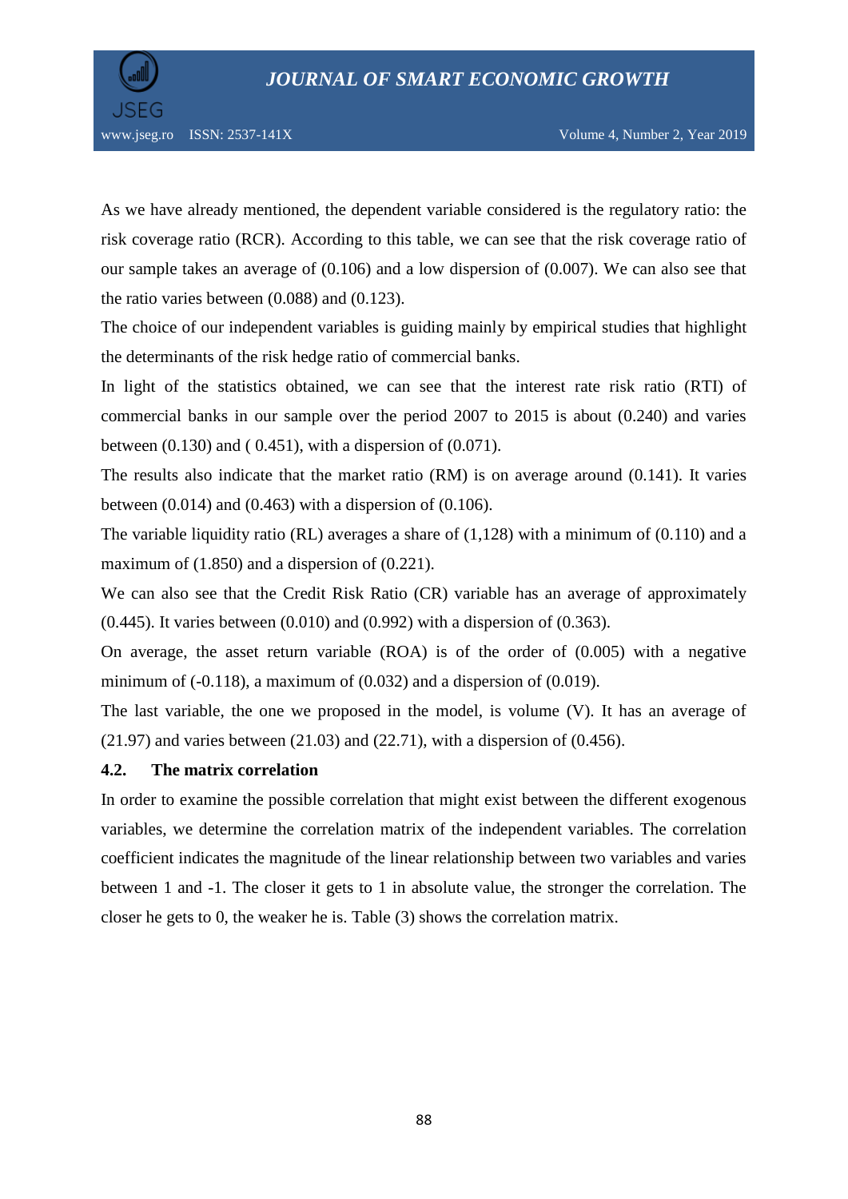As we have already mentioned, the dependent variable considered is the regulatory ratio: the risk coverage ratio (RCR). According to this table, we can see that the risk coverage ratio of our sample takes an average of (0.106) and a low dispersion of (0.007). We can also see that the ratio varies between (0.088) and (0.123).

The choice of our independent variables is guiding mainly by empirical studies that highlight the determinants of the risk hedge ratio of commercial banks.

In light of the statistics obtained, we can see that the interest rate risk ratio (RTI) of commercial banks in our sample over the period 2007 to 2015 is about (0.240) and varies between (0.130) and ( 0.451), with a dispersion of (0.071).

The results also indicate that the market ratio (RM) is on average around (0.141). It varies between (0.014) and (0.463) with a dispersion of (0.106).

The variable liquidity ratio (RL) averages a share of (1,128) with a minimum of (0.110) and a maximum of (1.850) and a dispersion of (0.221).

We can also see that the Credit Risk Ratio (CR) variable has an average of approximately (0.445). It varies between (0.010) and (0.992) with a dispersion of (0.363).

On average, the asset return variable (ROA) is of the order of (0.005) with a negative minimum of (-0.118), a maximum of (0.032) and a dispersion of (0.019).

The last variable, the one we proposed in the model, is volume (V). It has an average of (21.97) and varies between (21.03) and (22.71), with a dispersion of (0.456).

### 4.2. The matrix correlation

In order to examine the possible correlation that might exist between the different exogenous variables, we determine the correlation matrix of the independent variables. The correlation coefficient indicates the magnitude of the linear relationship between two variables and varies between 1 and -1. The closer it gets to 1 in absolute value, the stronger the correlation. The closer he gets to 0, the weaker he is. Table (3) shows the correlation matrix.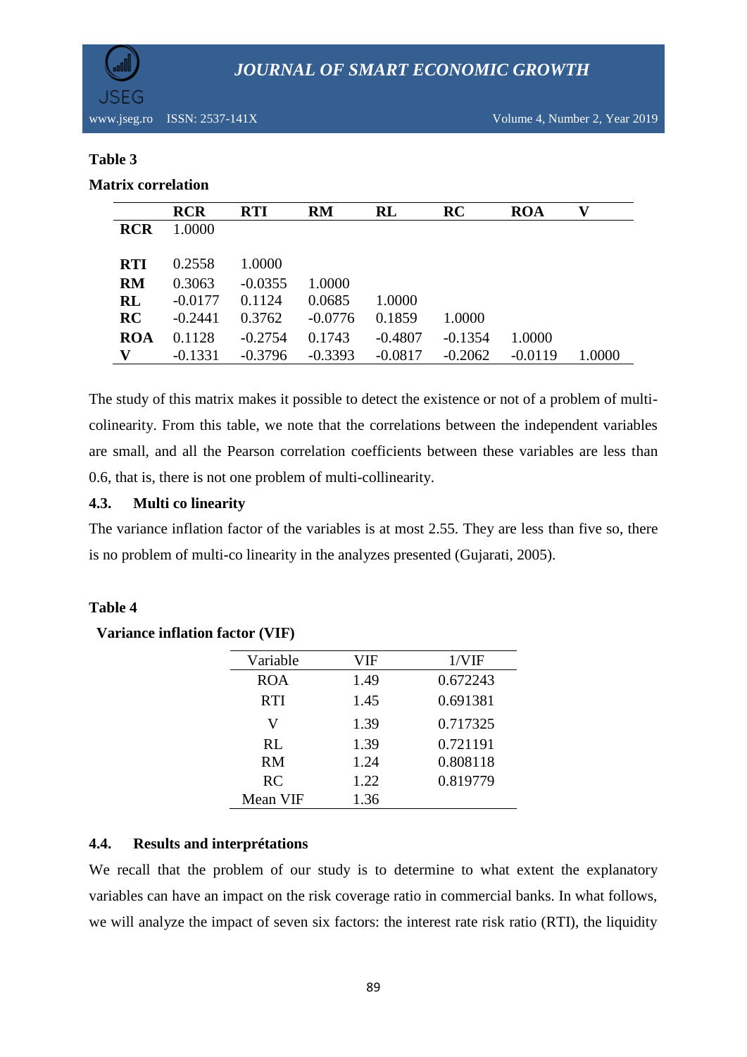**Table 3**

**Matrix correlation**

| | RCR | RTI | RM | RL | RC | ROA | V |
|---|---|---|---|---|---|---|---|
| **RCR** | 1.0000 | | | | | | |
| **RTI** | 0.2558 | 1.0000 | | | | | |
| **RM** | 0.3063 | -0.0355 | 1.0000 | | | | |
| **RL** | -0.0177 | 0.1124 | 0.0685 | 1.0000 | | | |
| **RC** | -0.2441 | 0.3762 | -0.0776 | 0.1859 | 1.0000 | | |
| **ROA** | 0.1128 | -0.2754 | 0.1743 | -0.4807 | -0.1354 | 1.0000 | |
| **V** | -0.1331 | -0.3796 | -0.3393 | -0.0817 | -0.2062 | -0.0119 | 1.0000 |

The study of this matrix makes it possible to detect the existence or not of a problem of multi-colinearity. From this table, we note that the correlations between the independent variables are small, and all the Pearson correlation coefficients between these variables are less than 0.6, that is, there is not one problem of multi-collinearity.

### 4.3. Multi co linearity

The variance inflation factor of the variables is at most 2.55. They are less than five so, there is no problem of multi-co linearity in the analyzes presented (Gujarati, 2005).

**Table 4**

**Variance inflation factor (VIF)**

| Variable | VIF | 1/VIF |
|---|---|---|
| ROA | 1.49 | 0.672243 |
| RTI | 1.45 | 0.691381 |
| V | 1.39 | 0.717325 |
| RL | 1.39 | 0.721191 |
| RM | 1.24 | 0.808118 |
| RC | 1.22 | 0.819779 |
| Mean VIF | 1.36 | |

### 4.4. Results and interprétations

We recall that the problem of our study is to determine to what extent the explanatory variables can have an impact on the risk coverage ratio in commercial banks. In what follows, we will analyze the impact of seven six factors: the interest rate risk ratio (RTI), the liquidity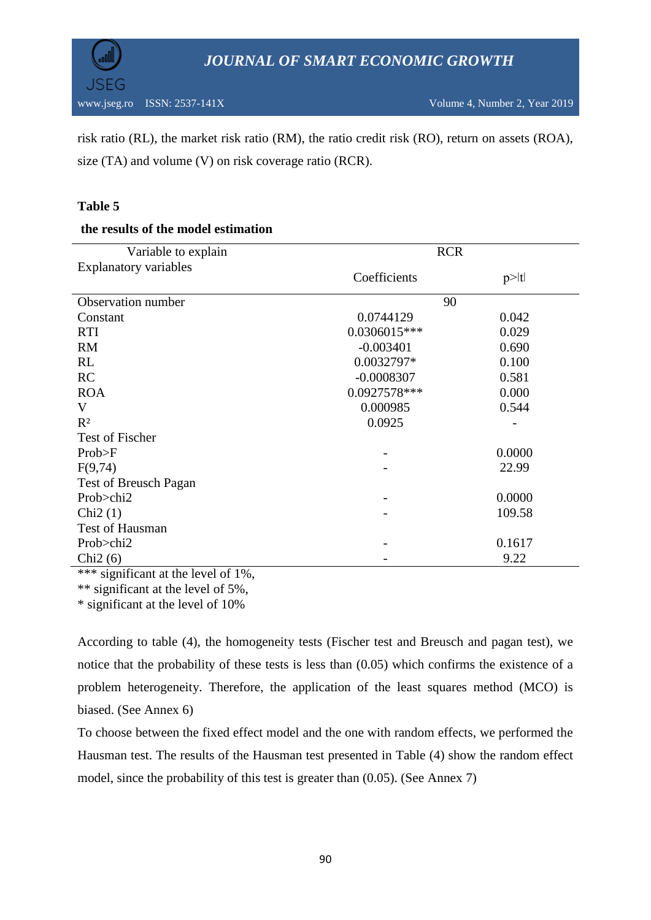risk ratio (RL), the market risk ratio (RM), the ratio credit risk (RO), return on assets (ROA), size (TA) and volume (V) on risk coverage ratio (RCR).

**Table 5**

**the results of the model estimation**

| Variable to explain | RCR | |
|---|---|---|
| Explanatory variables | Coefficients | p>\|t\| |
| Observation number | 90 | |
| Constant | 0.0744129 | 0.042 |
| RTI | 0.0306015*** | 0.029 |
| RM | -0.003401 | 0.690 |
| RL | 0.0032797* | 0.100 |
| RC | -0.0008307 | 0.581 |
| ROA | 0.0927578*** | 0.000 |
| V | 0.000985 | 0.544 |
| $R^2$ | 0.0925 | - |
| Test of Fischer | | |
| Prob>F | - | 0.0000 |
| F(9,74) | - | 22.99 |
| Test of Breusch Pagan | | |
| Prob>chi2 | - | 0.0000 |
| Chi2 (1) | - | 109.58 |
| Test of Hausman | | |
| Prob>chi2 | - | 0.1617 |
| Chi2 (6) | - | 9.22 |

*** significant at the level of 1%,
** significant at the level of 5%,
* significant at the level of 10%

According to table (4), the homogeneity tests (Fischer test and Breusch and pagan test), we notice that the probability of these tests is less than (0.05) which confirms the existence of a problem heterogeneity. Therefore, the application of the least squares method (MCO) is biased. (See Annex 6)

To choose between the fixed effect model and the one with random effects, we performed the Hausman test. The results of the Hausman test presented in Table (4) show the random effect model, since the probability of this test is greater than (0.05). (See Annex 7)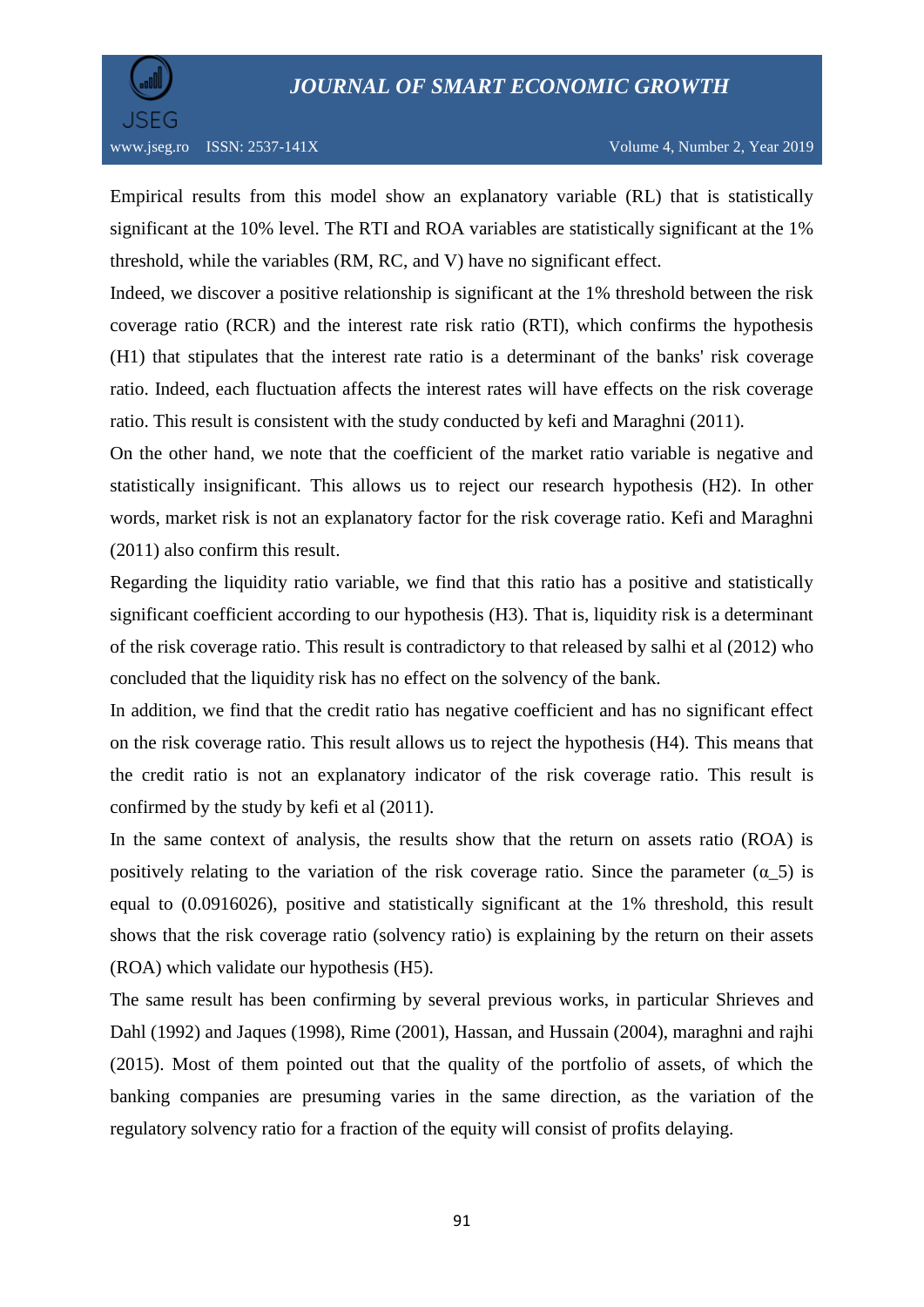Empirical results from this model show an explanatory variable (RL) that is statistically significant at the 10% level. The RTI and ROA variables are statistically significant at the 1% threshold, while the variables (RM, RC, and V) have no significant effect.

Indeed, we discover a positive relationship is significant at the 1% threshold between the risk coverage ratio (RCR) and the interest rate risk ratio (RTI), which confirms the hypothesis (H1) that stipulates that the interest rate ratio is a determinant of the banks' risk coverage ratio. Indeed, each fluctuation affects the interest rates will have effects on the risk coverage ratio. This result is consistent with the study conducted by kefi and Maraghni (2011).

On the other hand, we note that the coefficient of the market ratio variable is negative and statistically insignificant. This allows us to reject our research hypothesis (H2). In other words, market risk is not an explanatory factor for the risk coverage ratio. Kefi and Maraghni (2011) also confirm this result.

Regarding the liquidity ratio variable, we find that this ratio has a positive and statistically significant coefficient according to our hypothesis (H3). That is, liquidity risk is a determinant of the risk coverage ratio. This result is contradictory to that released by salhi et al (2012) who concluded that the liquidity risk has no effect on the solvency of the bank.

In addition, we find that the credit ratio has negative coefficient and has no significant effect on the risk coverage ratio. This result allows us to reject the hypothesis (H4). This means that the credit ratio is not an explanatory indicator of the risk coverage ratio. This result is confirmed by the study by kefi et al (2011).

In the same context of analysis, the results show that the return on assets ratio (ROA) is positively relating to the variation of the risk coverage ratio. Since the parameter ($\alpha_5$) is equal to (0.0916026), positive and statistically significant at the 1% threshold, this result shows that the risk coverage ratio (solvency ratio) is explaining by the return on their assets (ROA) which validate our hypothesis (H5).

The same result has been confirming by several previous works, in particular Shrieves and Dahl (1992) and Jaques (1998), Rime (2001), Hassan, and Hussain (2004), maraghni and rajhi (2015). Most of them pointed out that the quality of the portfolio of assets, of which the banking companies are presuming varies in the same direction, as the variation of the regulatory solvency ratio for a fraction of the equity will consist of profits delaying.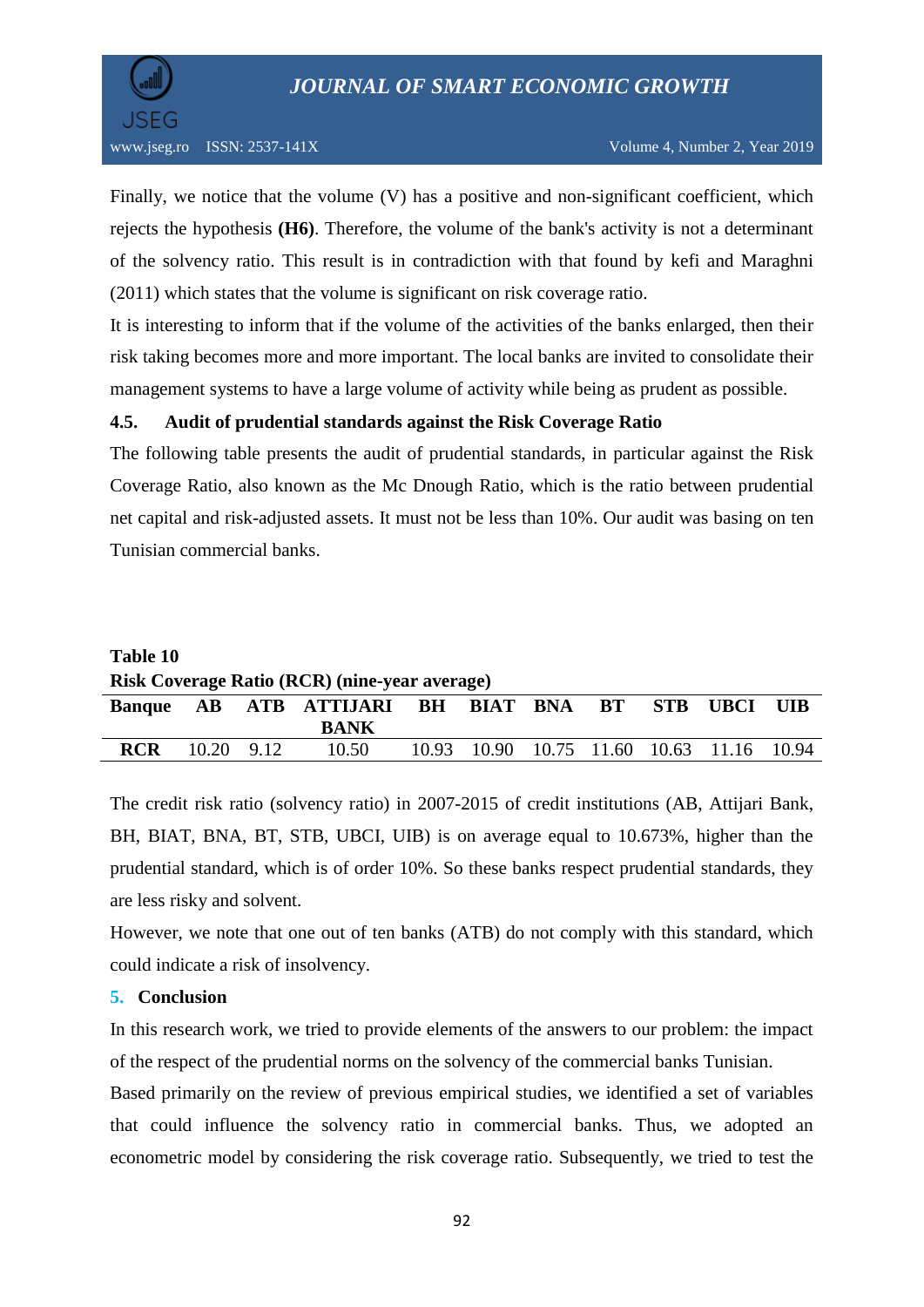Finally, we notice that the volume (V) has a positive and non-significant coefficient, which rejects the hypothesis **(H6)**. Therefore, the volume of the bank's activity is not a determinant of the solvency ratio. This result is in contradiction with that found by kefi and Maraghni (2011) which states that the volume is significant on risk coverage ratio.

It is interesting to inform that if the volume of the activities of the banks enlarged, then their risk taking becomes more and more important. The local banks are invited to consolidate their management systems to have a large volume of activity while being as prudent as possible.

### 4.5. Audit of prudential standards against the Risk Coverage Ratio

The following table presents the audit of prudential standards, in particular against the Risk Coverage Ratio, also known as the Mc Dnough Ratio, which is the ratio between prudential net capital and risk-adjusted assets. It must not be less than 10%. Our audit was basing on ten Tunisian commercial banks.

**Table 10**
**Risk Coverage Ratio (RCR) (nine-year average)**

| Banque | AB | ATB | ATTIJARI BANK | BH | BIAT | BNA | BT | STB | UBCI | UIB |
|---|---|---|---|---|---|---|---|---|---|---|
| **RCR** | 10.20 | 9.12 | 10.50 | 10.93 | 10.90 | 10.75 | 11.60 | 10.63 | 11.16 | 10.94 |

The credit risk ratio (solvency ratio) in 2007-2015 of credit institutions (AB, Attijari Bank, BH, BIAT, BNA, BT, STB, UBCI, UIB) is on average equal to 10.673%, higher than the prudential standard, which is of order 10%. So these banks respect prudential standards, they are less risky and solvent.

However, we note that one out of ten banks (ATB) do not comply with this standard, which could indicate a risk of insolvency.

## 5. Conclusion

In this research work, we tried to provide elements of the answers to our problem: the impact of the respect of the prudential norms on the solvency of the commercial banks Tunisian.

Based primarily on the review of previous empirical studies, we identified a set of variables that could influence the solvency ratio in commercial banks. Thus, we adopted an econometric model by considering the risk coverage ratio. Subsequently, we tried to test the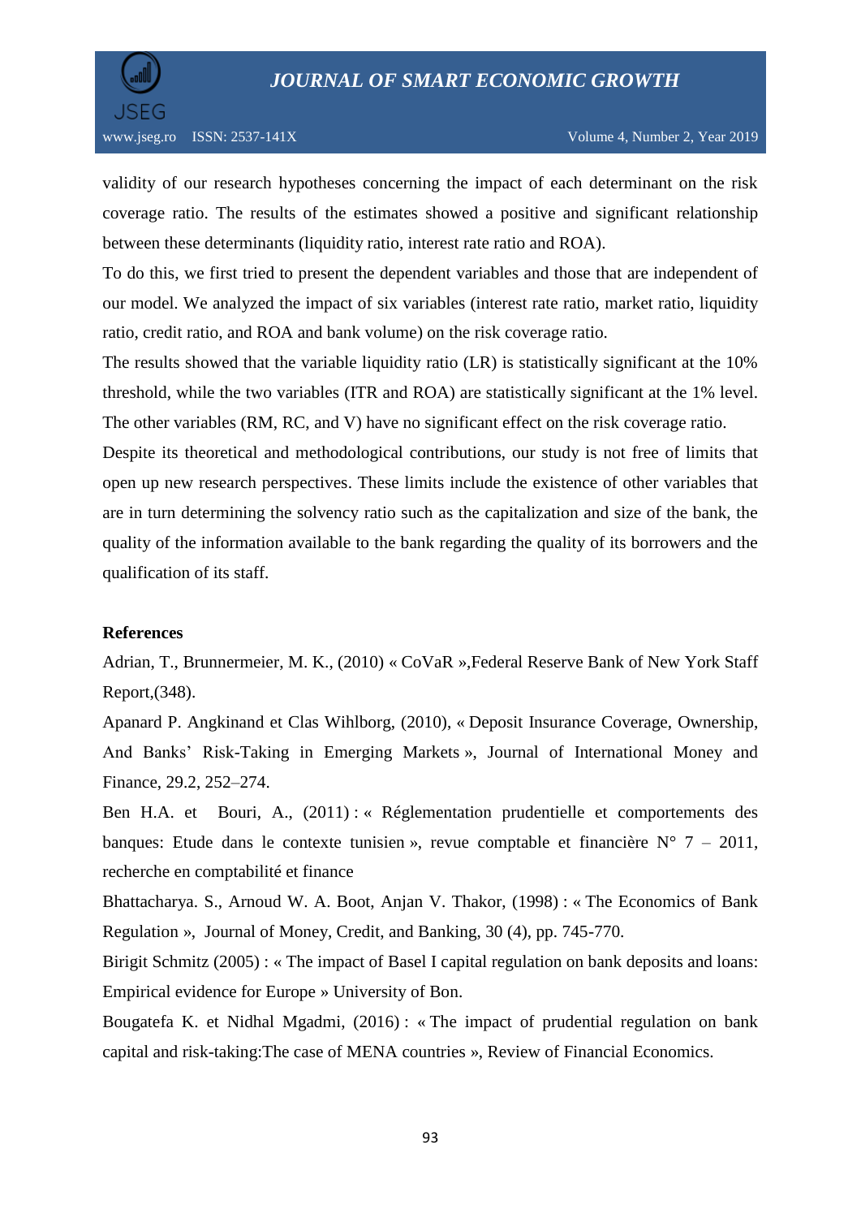validity of our research hypotheses concerning the impact of each determinant on the risk coverage ratio. The results of the estimates showed a positive and significant relationship between these determinants (liquidity ratio, interest rate ratio and ROA).

To do this, we first tried to present the dependent variables and those that are independent of our model. We analyzed the impact of six variables (interest rate ratio, market ratio, liquidity ratio, credit ratio, and ROA and bank volume) on the risk coverage ratio.

The results showed that the variable liquidity ratio (LR) is statistically significant at the 10% threshold, while the two variables (ITR and ROA) are statistically significant at the 1% level. The other variables (RM, RC, and V) have no significant effect on the risk coverage ratio.

Despite its theoretical and methodological contributions, our study is not free of limits that open up new research perspectives. These limits include the existence of other variables that are in turn determining the solvency ratio such as the capitalization and size of the bank, the quality of the information available to the bank regarding the quality of its borrowers and the qualification of its staff.

**References**

Adrian, T., Brunnermeier, M. K., (2010) « CoVaR »,Federal Reserve Bank of New York Staff Report,(348).

Apanard P. Angkinand et Clas Wihlborg, (2010), « Deposit Insurance Coverage, Ownership, And Banks' Risk-Taking in Emerging Markets », Journal of International Money and Finance, 29.2, 252–274.

Ben H.A. et Bouri, A., (2011) : « Réglementation prudentielle et comportements des banques: Etude dans le contexte tunisien », revue comptable et financière N° 7 – 2011, recherche en comptabilité et finance

Bhattacharya. S., Arnoud W. A. Boot, Anjan V. Thakor, (1998) : « The Economics of Bank Regulation », Journal of Money, Credit, and Banking, 30 (4), pp. 745-770.

Birigit Schmitz (2005) : « The impact of Basel I capital regulation on bank deposits and loans: Empirical evidence for Europe » University of Bon.

Bougatefa K. et Nidhal Mgadmi, (2016) : « The impact of prudential regulation on bank capital and risk-taking:The case of MENA countries », Review of Financial Economics.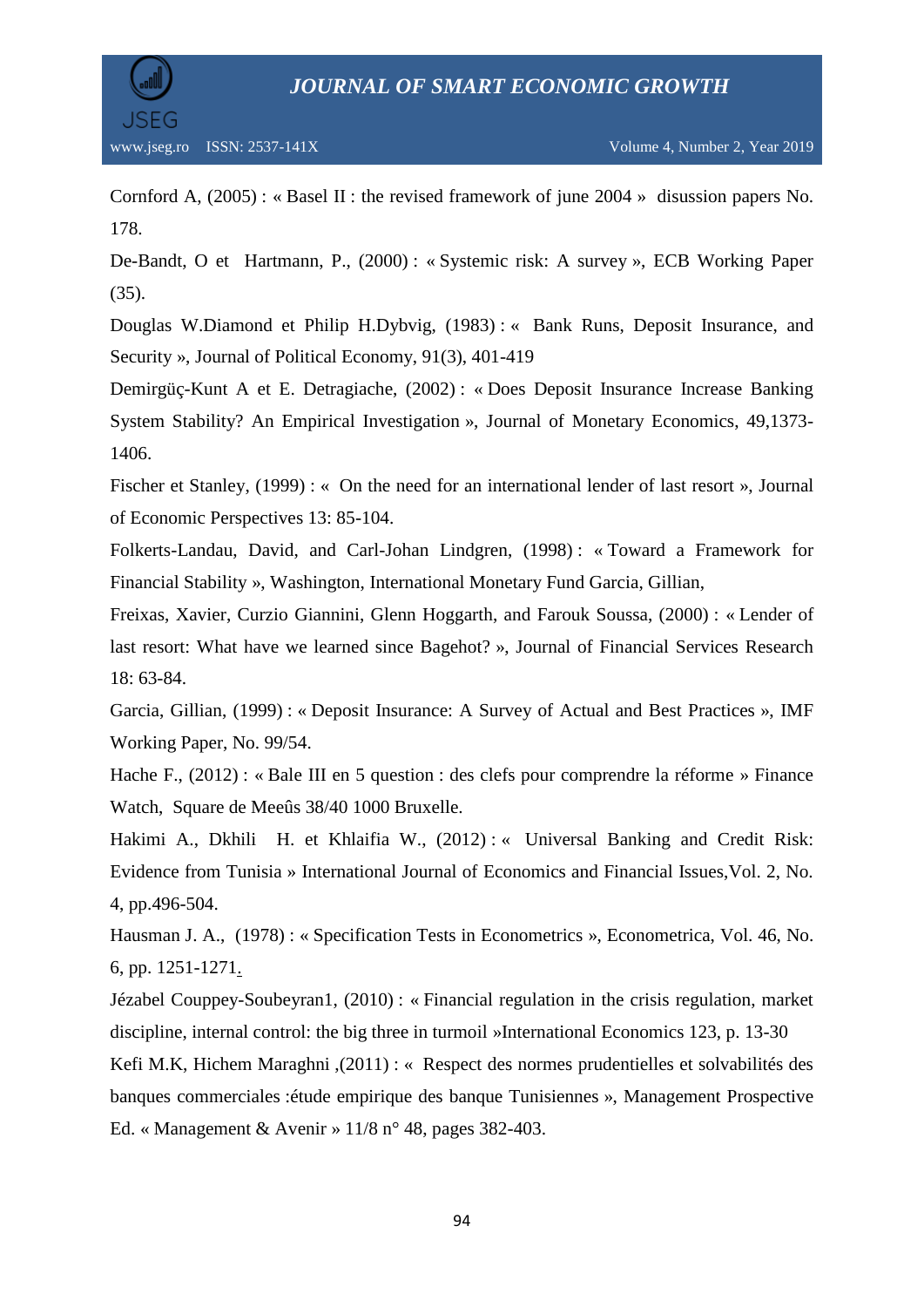Cornford A, (2005) : « Basel II : the revised framework of june 2004 » disussion papers No. 178.

De-Bandt, O et Hartmann, P., (2000) : « Systemic risk: A survey », ECB Working Paper (35).

Douglas W.Diamond et Philip H.Dybvig, (1983) : « Bank Runs, Deposit Insurance, and Security », Journal of Political Economy, 91(3), 401-419

Demirgüç-Kunt A et E. Detragiache, (2002) : « Does Deposit Insurance Increase Banking System Stability? An Empirical Investigation », Journal of Monetary Economics, 49,1373-1406.

Fischer et Stanley, (1999) : « On the need for an international lender of last resort », Journal of Economic Perspectives 13: 85-104.

Folkerts-Landau, David, and Carl-Johan Lindgren, (1998) : « Toward a Framework for Financial Stability », Washington, International Monetary Fund Garcia, Gillian,

Freixas, Xavier, Curzio Giannini, Glenn Hoggarth, and Farouk Soussa, (2000) : « Lender of last resort: What have we learned since Bagehot? », Journal of Financial Services Research 18: 63-84.

Garcia, Gillian, (1999) : « Deposit Insurance: A Survey of Actual and Best Practices », IMF Working Paper, No. 99/54.

Hache F., (2012) : « Bale III en 5 question : des clefs pour comprendre la réforme » Finance Watch, Square de Meeûs 38/40 1000 Bruxelle.

Hakimi A., Dkhili H. et Khlaifia W., (2012) : « Universal Banking and Credit Risk: Evidence from Tunisia » International Journal of Economics and Financial Issues,Vol. 2, No. 4, pp.496-504.

Hausman J. A., (1978) : « Specification Tests in Econometrics », Econometrica, Vol. 46, No. 6, pp. 1251-1271.

Jézabel Couppey-Soubeyran1, (2010) : « Financial regulation in the crisis regulation, market discipline, internal control: the big three in turmoil »International Economics 123, p. 13-30

Kefi M.K, Hichem Maraghni ,(2011) : « Respect des normes prudentielles et solvabilités des banques commerciales :étude empirique des banque Tunisiennes », Management Prospective Ed. « Management & Avenir » 11/8 n° 48, pages 382-403.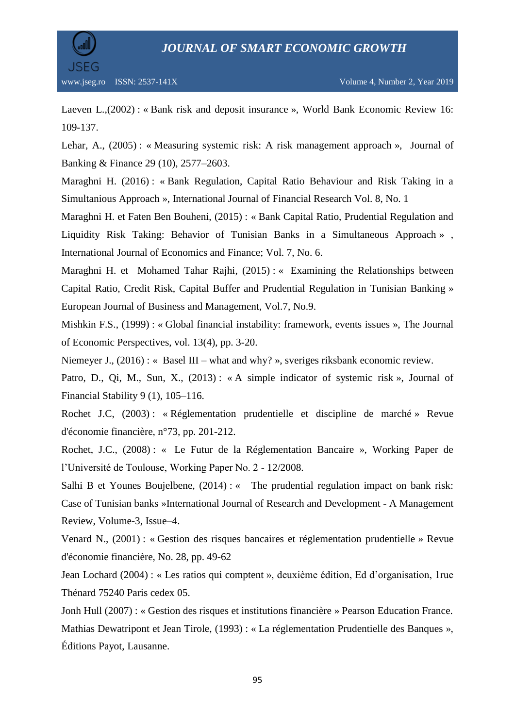Laeven L.,(2002) : « Bank risk and deposit insurance », World Bank Economic Review 16: 109-137.

Lehar, A., (2005) : « Measuring systemic risk: A risk management approach », Journal of Banking & Finance 29 (10), 2577–2603.

Maraghni H. (2016) : « Bank Regulation, Capital Ratio Behaviour and Risk Taking in a Simultanious Approach », International Journal of Financial Research Vol. 8, No. 1

Maraghni H. et Faten Ben Bouheni, (2015) : « Bank Capital Ratio, Prudential Regulation and Liquidity Risk Taking: Behavior of Tunisian Banks in a Simultaneous Approach » , International Journal of Economics and Finance; Vol. 7, No. 6.

Maraghni H. et Mohamed Tahar Rajhi, (2015) : « Examining the Relationships between Capital Ratio, Credit Risk, Capital Buffer and Prudential Regulation in Tunisian Banking » European Journal of Business and Management, Vol.7, No.9.

Mishkin F.S., (1999) : « Global financial instability: framework, events issues », The Journal of Economic Perspectives, vol. 13(4), pp. 3-20.

Niemeyer J., (2016) : « Basel III – what and why? », sveriges riksbank economic review.

Patro, D., Qi, M., Sun, X., (2013) : « A simple indicator of systemic risk », Journal of Financial Stability 9 (1), 105–116.

Rochet J.C, (2003) : « Réglementation prudentielle et discipline de marché » Revue d'économie financière, n°73, pp. 201-212.

Rochet, J.C., (2008) : « Le Futur de la Réglementation Bancaire », Working Paper de l'Université de Toulouse, Working Paper No. 2 - 12/2008.

Salhi B et Younes Boujelbene, (2014) : « The prudential regulation impact on bank risk: Case of Tunisian banks »International Journal of Research and Development - A Management Review, Volume-3, Issue–4.

Venard N., (2001) : « Gestion des risques bancaires et réglementation prudentielle » Revue d'économie financière, No. 28, pp. 49-62

Jean Lochard (2004) : « Les ratios qui comptent », deuxième édition, Ed d'organisation, 1rue Thénard 75240 Paris cedex 05.

Jonh Hull (2007) : « Gestion des risques et institutions financière » Pearson Education France.

Mathias Dewatripont et Jean Tirole, (1993) : « La réglementation Prudentielle des Banques », Éditions Payot, Lausanne.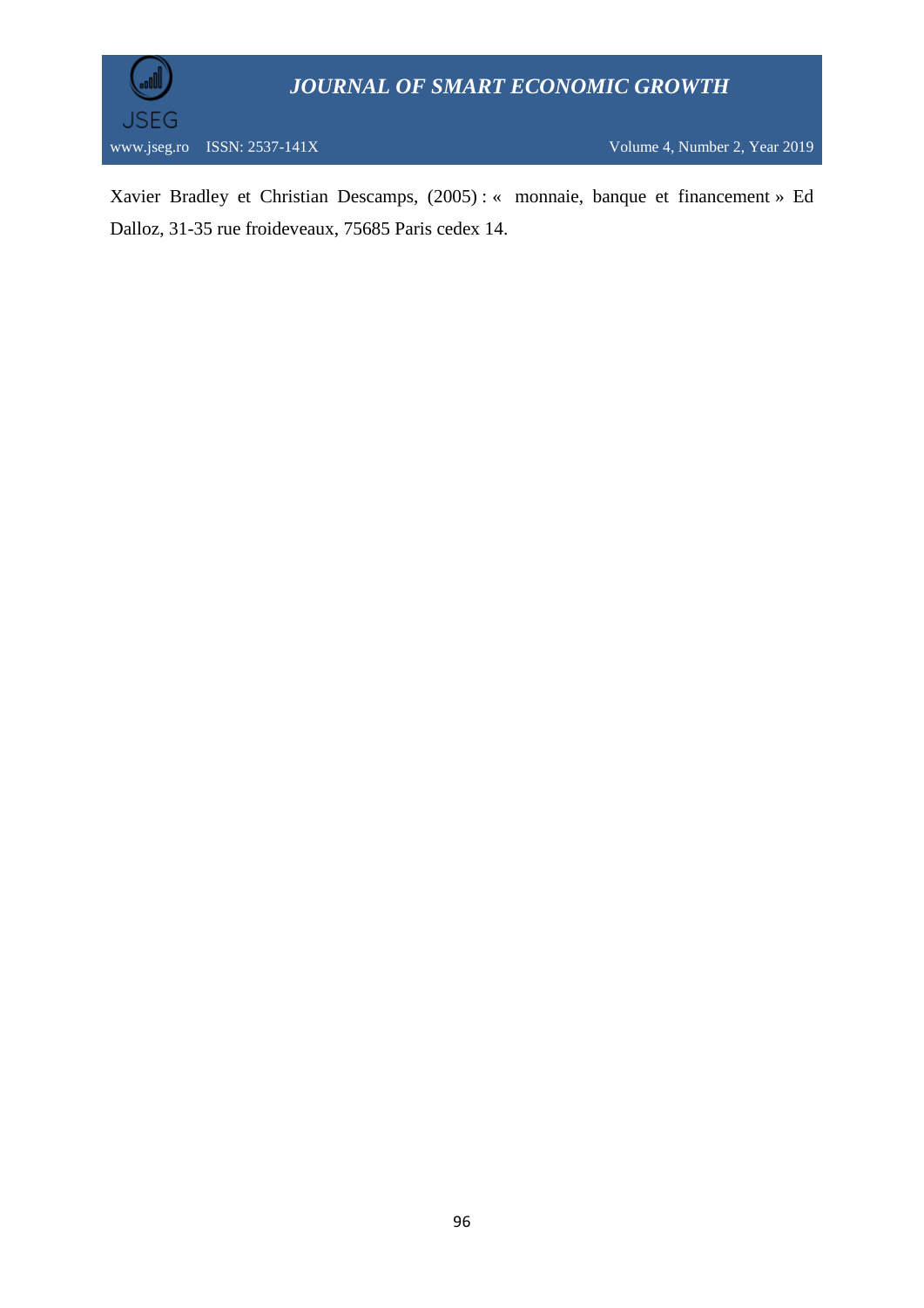Xavier Bradley et Christian Descamps, (2005) : «  monnaie, banque et financement » Ed Dalloz, 31-35 rue froideveaux, 75685 Paris cedex 14.